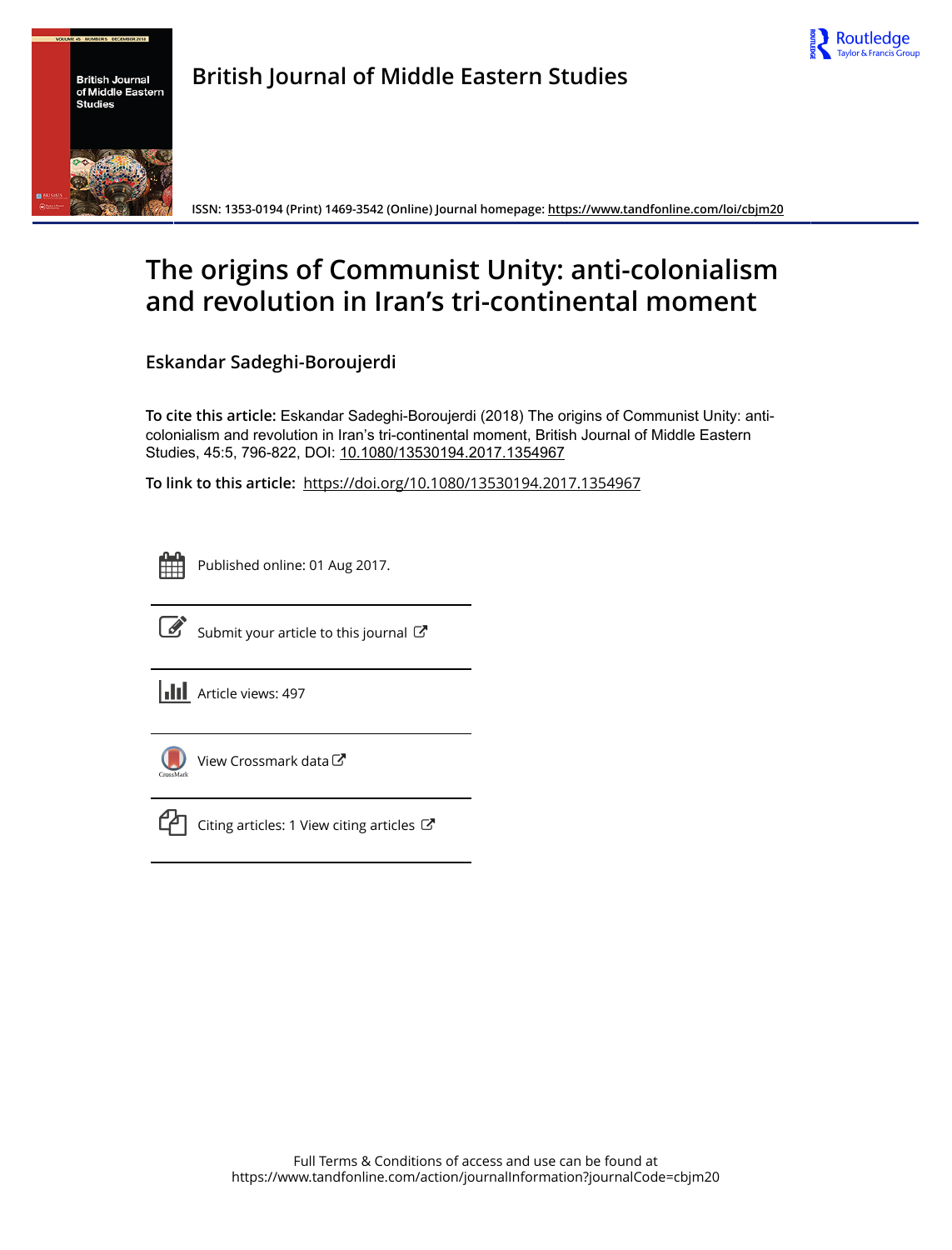British Journal of Middle Eastern Studies

ISSN: 1353-0194 (Print) 1469-3542 (Online) Journal homepage: https://www.tandfonline.com/loi/cbjm20

# The origins of Communist Unity: anti-colonialism and revolution in Iran's tri-continental moment

**Eskandar Sadeghi-Boroujerdi**

**To cite this article:** Eskandar Sadeghi-Boroujerdi (2018) The origins of Communist Unity: anti-colonialism and revolution in Iran's tri-continental moment, British Journal of Middle Eastern Studies, 45:5, 796-822, DOI: 10.1080/13530194.2017.1354967

**To link to this article:** https://doi.org/10.1080/13530194.2017.1354967

Published online: 01 Aug 2017.

Submit your article to this journal

Article views: 497

View Crossmark data

Citing articles: 1 View citing articles

Full Terms & Conditions of access and use can be found at
https://www.tandfonline.com/action/journalInformation?journalCode=cbjm20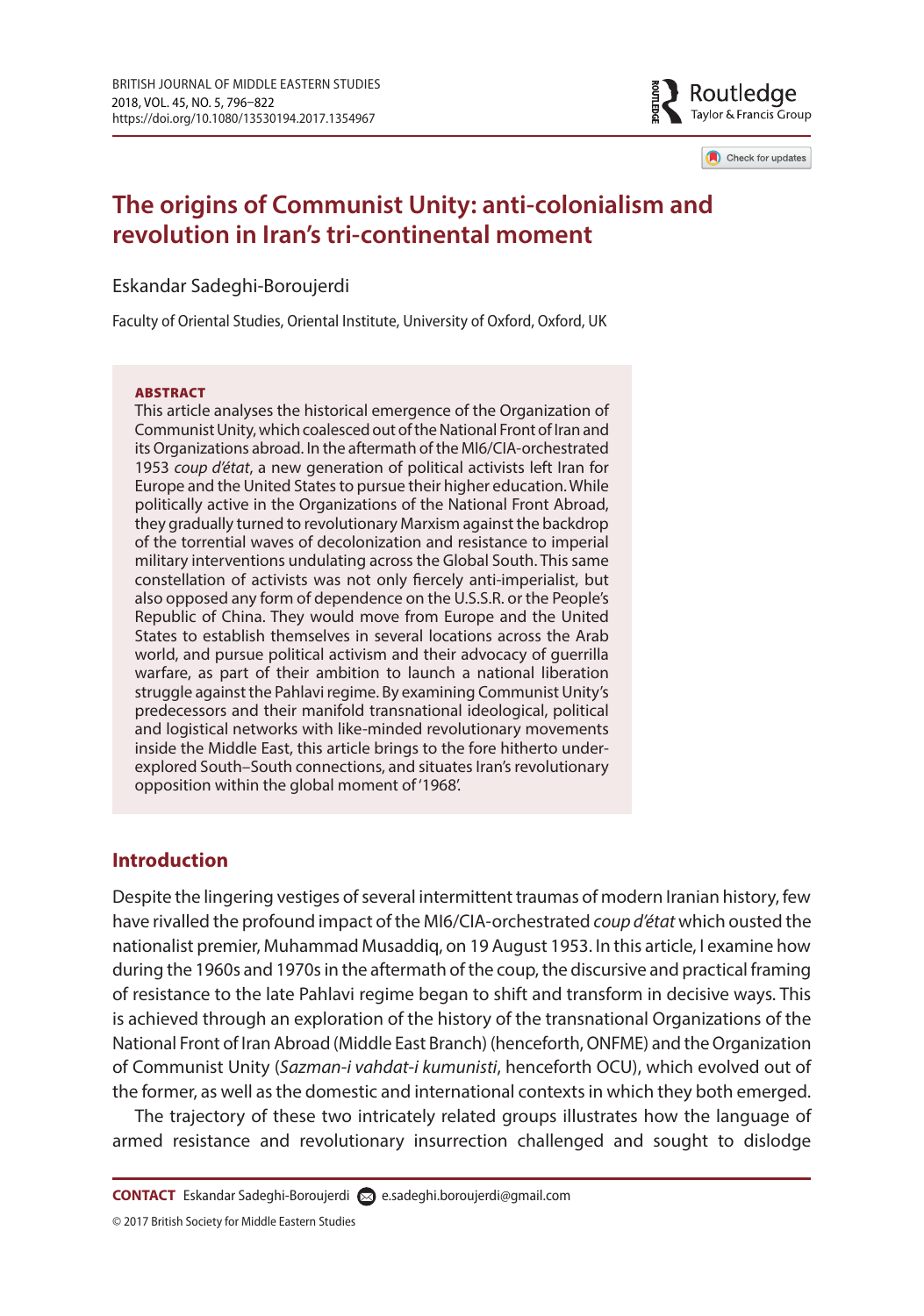# The origins of Communist Unity: anti-colonialism and revolution in Iran's tri-continental moment

Eskandar Sadeghi-Boroujerdi

Faculty of Oriental Studies, Oriental Institute, University of Oxford, Oxford, UK

**ABSTRACT**

This article analyses the historical emergence of the Organization of Communist Unity, which coalesced out of the National Front of Iran and its Organizations abroad. In the aftermath of the MI6/CIA-orchestrated 1953 *coup d'état*, a new generation of political activists left Iran for Europe and the United States to pursue their higher education. While politically active in the Organizations of the National Front Abroad, they gradually turned to revolutionary Marxism against the backdrop of the torrential waves of decolonization and resistance to imperial military interventions undulating across the Global South. This same constellation of activists was not only fiercely anti-imperialist, but also opposed any form of dependence on the U.S.S.R. or the People's Republic of China. They would move from Europe and the United States to establish themselves in several locations across the Arab world, and pursue political activism and their advocacy of guerrilla warfare, as part of their ambition to launch a national liberation struggle against the Pahlavi regime. By examining Communist Unity's predecessors and their manifold transnational ideological, political and logistical networks with like-minded revolutionary movements inside the Middle East, this article brings to the fore hitherto under-explored South–South connections, and situates Iran's revolutionary opposition within the global moment of '1968'.

## Introduction

Despite the lingering vestiges of several intermittent traumas of modern Iranian history, few have rivalled the profound impact of the MI6/CIA-orchestrated *coup d'état* which ousted the nationalist premier, Muhammad Musaddiq, on 19 August 1953. In this article, I examine how during the 1960s and 1970s in the aftermath of the coup, the discursive and practical framing of resistance to the late Pahlavi regime began to shift and transform in decisive ways. This is achieved through an exploration of the history of the transnational Organizations of the National Front of Iran Abroad (Middle East Branch) (henceforth, ONFME) and the Organization of Communist Unity (*Sazman-i vahdat-i kumunisti*, henceforth OCU), which evolved out of the former, as well as the domestic and international contexts in which they both emerged.

The trajectory of these two intricately related groups illustrates how the language of armed resistance and revolutionary insurrection challenged and sought to dislodge

**CONTACT** Eskandar Sadeghi-Boroujerdi e.sadeghi.boroujerdi@gmail.com

© 2017 British Society for Middle Eastern Studies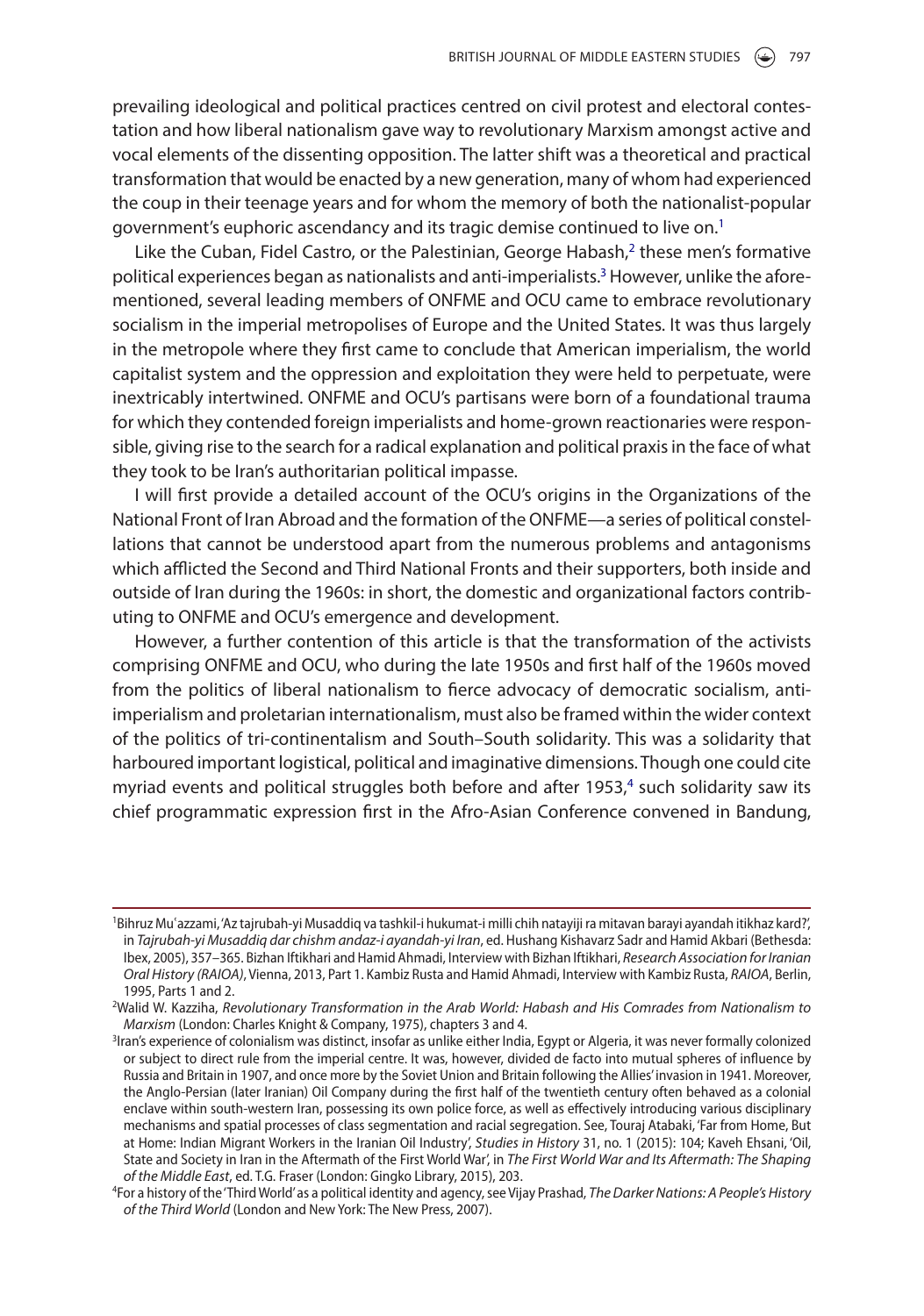prevailing ideological and political practices centred on civil protest and electoral contestation and how liberal nationalism gave way to revolutionary Marxism amongst active and vocal elements of the dissenting opposition. The latter shift was a theoretical and practical transformation that would be enacted by a new generation, many of whom had experienced the coup in their teenage years and for whom the memory of both the nationalist-popular government's euphoric ascendancy and its tragic demise continued to live on.[1]

Like the Cuban, Fidel Castro, or the Palestinian, George Habash,[2] these men's formative political experiences began as nationalists and anti-imperialists.[3] However, unlike the aforementioned, several leading members of ONFME and OCU came to embrace revolutionary socialism in the imperial metropolises of Europe and the United States. It was thus largely in the metropole where they first came to conclude that American imperialism, the world capitalist system and the oppression and exploitation they were held to perpetuate, were inextricably intertwined. ONFME and OCU's partisans were born of a foundational trauma for which they contended foreign imperialists and home-grown reactionaries were responsible, giving rise to the search for a radical explanation and political praxis in the face of what they took to be Iran's authoritarian political impasse.

I will first provide a detailed account of the OCU's origins in the Organizations of the National Front of Iran Abroad and the formation of the ONFME—a series of political constellations that cannot be understood apart from the numerous problems and antagonisms which afflicted the Second and Third National Fronts and their supporters, both inside and outside of Iran during the 1960s: in short, the domestic and organizational factors contributing to ONFME and OCU's emergence and development.

However, a further contention of this article is that the transformation of the activists comprising ONFME and OCU, who during the late 1950s and first half of the 1960s moved from the politics of liberal nationalism to fierce advocacy of democratic socialism, anti-imperialism and proletarian internationalism, must also be framed within the wider context of the politics of tri-continentalism and South–South solidarity. This was a solidarity that harboured important logistical, political and imaginative dimensions. Though one could cite myriad events and political struggles both before and after 1953,[4] such solidarity saw its chief programmatic expression first in the Afro-Asian Conference convened in Bandung,

---

[1] Bihruz Muʿazzami, 'Az tajrubah-yi Musaddiq va tashkil-i hukumat-i milli chih natayiji ra mitavan barayi ayandah itikhaz kard?', in *Tajrubah-yi Musaddiq dar chishm andaz-i ayandah-yi Iran*, ed. Hushang Kishavarz Sadr and Hamid Akbari (Bethesda: Ibex, 2005), 357–365. Bizhan Iftikhari and Hamid Ahmadi, Interview with Bizhan Iftikhari, *Research Association for Iranian Oral History (RAIOA)*, Vienna, 2013, Part 1. Kambiz Rusta and Hamid Ahmadi, Interview with Kambiz Rusta, *RAIOA*, Berlin, 1995, Parts 1 and 2.

[2] Walid W. Kazziha, *Revolutionary Transformation in the Arab World: Habash and His Comrades from Nationalism to Marxism* (London: Charles Knight & Company, 1975), chapters 3 and 4.

[3] Iran's experience of colonialism was distinct, insofar as unlike either India, Egypt or Algeria, it was never formally colonized or subject to direct rule from the imperial centre. It was, however, divided de facto into mutual spheres of influence by Russia and Britain in 1907, and once more by the Soviet Union and Britain following the Allies' invasion in 1941. Moreover, the Anglo-Persian (later Iranian) Oil Company during the first half of the twentieth century often behaved as a colonial enclave within south-western Iran, possessing its own police force, as well as effectively introducing various disciplinary mechanisms and spatial processes of class segmentation and racial segregation. See, Touraj Atabaki, 'Far from Home, But at Home: Indian Migrant Workers in the Iranian Oil Industry', *Studies in History* 31, no. 1 (2015): 104; Kaveh Ehsani, 'Oil, State and Society in Iran in the Aftermath of the First World War', in *The First World War and Its Aftermath: The Shaping of the Middle East*, ed. T.G. Fraser (London: Gingko Library, 2015), 203.

[4] For a history of the 'Third World' as a political identity and agency, see Vijay Prashad, *The Darker Nations: A People's History of the Third World* (London and New York: The New Press, 2007).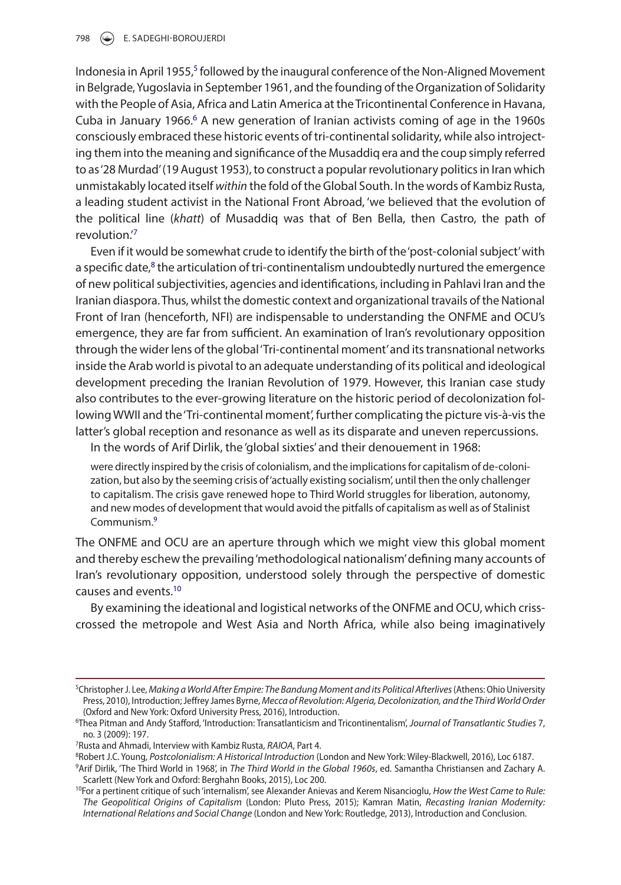Indonesia in April 1955,[5] followed by the inaugural conference of the Non-Aligned Movement in Belgrade, Yugoslavia in September 1961, and the founding of the Organization of Solidarity with the People of Asia, Africa and Latin America at the Tricontinental Conference in Havana, Cuba in January 1966.[6] A new generation of Iranian activists coming of age in the 1960s consciously embraced these historic events of tri-continental solidarity, while also introjecting them into the meaning and significance of the Musaddiq era and the coup simply referred to as '28 Murdad' (19 August 1953), to construct a popular revolutionary politics in Iran which unmistakably located itself *within* the fold of the Global South. In the words of Kambiz Rusta, a leading student activist in the National Front Abroad, 'we believed that the evolution of the political line (*khatt*) of Musaddiq was that of Ben Bella, then Castro, the path of revolution.'[7]

Even if it would be somewhat crude to identify the birth of the 'post-colonial subject' with a specific date,[8] the articulation of tri-continentalism undoubtedly nurtured the emergence of new political subjectivities, agencies and identifications, including in Pahlavi Iran and the Iranian diaspora. Thus, whilst the domestic context and organizational travails of the National Front of Iran (henceforth, NFI) are indispensable to understanding the ONFME and OCU's emergence, they are far from sufficient. An examination of Iran's revolutionary opposition through the wider lens of the global 'Tri-continental moment' and its transnational networks inside the Arab world is pivotal to an adequate understanding of its political and ideological development preceding the Iranian Revolution of 1979. However, this Iranian case study also contributes to the ever-growing literature on the historic period of decolonization following WWII and the 'Tri-continental moment', further complicating the picture vis-à-vis the latter's global reception and resonance as well as its disparate and uneven repercussions.

In the words of Arif Dirlik, the 'global sixties' and their denouement in 1968:

> were directly inspired by the crisis of colonialism, and the implications for capitalism of de-colonization, but also by the seeming crisis of 'actually existing socialism', until then the only challenger to capitalism. The crisis gave renewed hope to Third World struggles for liberation, autonomy, and new modes of development that would avoid the pitfalls of capitalism as well as of Stalinist Communism.[9]

The ONFME and OCU are an aperture through which we might view this global moment and thereby eschew the prevailing 'methodological nationalism' defining many accounts of Iran's revolutionary opposition, understood solely through the perspective of domestic causes and events.[10]

By examining the ideational and logistical networks of the ONFME and OCU, which criss-crossed the metropole and West Asia and North Africa, while also being imaginatively

---

[5] Christopher J. Lee, *Making a World After Empire: The Bandung Moment and its Political Afterlives* (Athens: Ohio University Press, 2010), Introduction; Jeffrey James Byrne, *Mecca of Revolution: Algeria, Decolonization, and the Third World Order* (Oxford and New York: Oxford University Press, 2016), Introduction.

[6] Thea Pitman and Andy Stafford, 'Introduction: Transatlanticism and Tricontinentalism', *Journal of Transatlantic Studies* 7, no. 3 (2009): 197.

[7] Rusta and Ahmadi, Interview with Kambiz Rusta, *RAIOA*, Part 4.

[8] Robert J.C. Young, *Postcolonialism: A Historical Introduction* (London and New York: Wiley-Blackwell, 2016), Loc 6187.

[9] Arif Dirlik, 'The Third World in 1968', in *The Third World in the Global 1960s*, ed. Samantha Christiansen and Zachary A. Scarlett (New York and Oxford: Berghahn Books, 2015), Loc 200.

[10] For a pertinent critique of such 'internalism', see Alexander Anievas and Kerem Nisancioglu, *How the West Came to Rule: The Geopolitical Origins of Capitalism* (London: Pluto Press, 2015); Kamran Matin, *Recasting Iranian Modernity: International Relations and Social Change* (London and New York: Routledge, 2013), Introduction and Conclusion.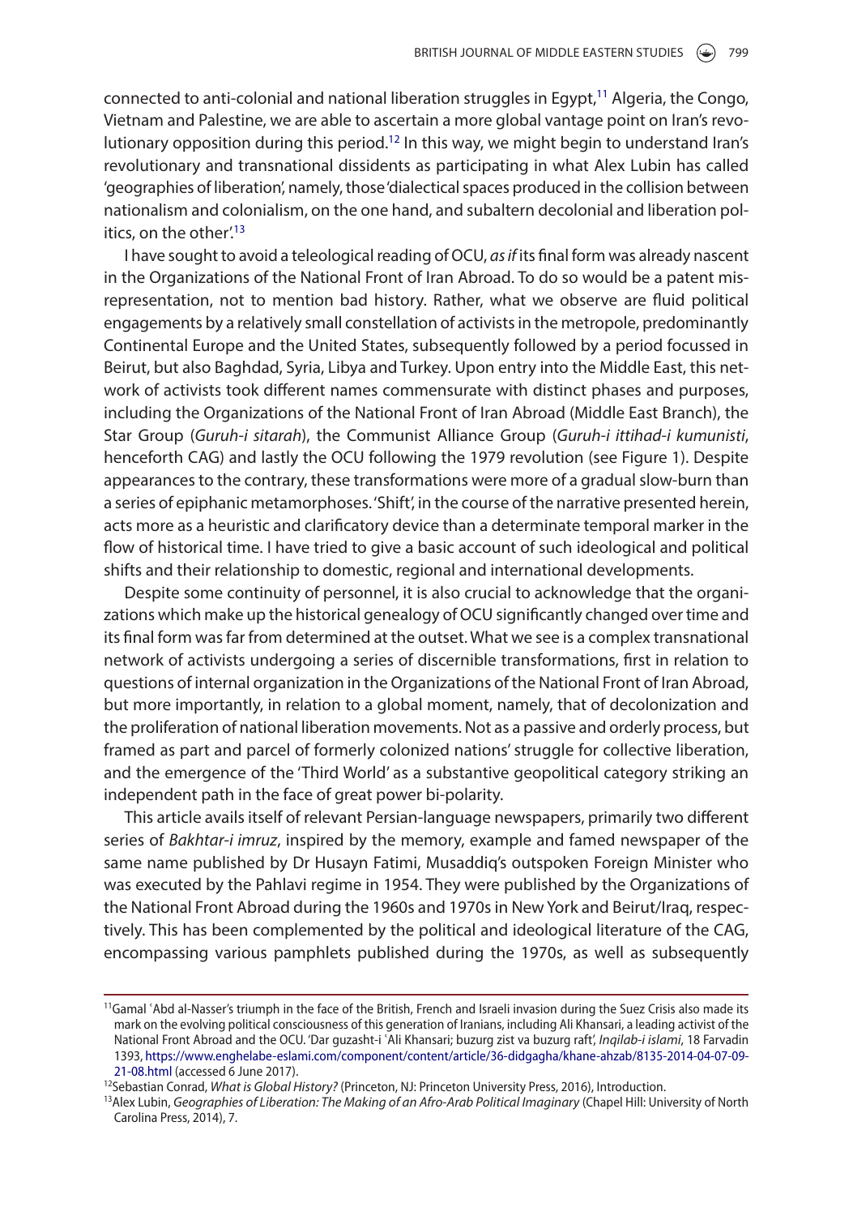connected to anti-colonial and national liberation struggles in Egypt,[11] Algeria, the Congo, Vietnam and Palestine, we are able to ascertain a more global vantage point on Iran's revolutionary opposition during this period.[12] In this way, we might begin to understand Iran's revolutionary and transnational dissidents as participating in what Alex Lubin has called 'geographies of liberation', namely, those 'dialectical spaces produced in the collision between nationalism and colonialism, on the one hand, and subaltern decolonial and liberation politics, on the other'.[13]

I have sought to avoid a teleological reading of OCU, *as if* its final form was already nascent in the Organizations of the National Front of Iran Abroad. To do so would be a patent misrepresentation, not to mention bad history. Rather, what we observe are fluid political engagements by a relatively small constellation of activists in the metropole, predominantly Continental Europe and the United States, subsequently followed by a period focussed in Beirut, but also Baghdad, Syria, Libya and Turkey. Upon entry into the Middle East, this network of activists took different names commensurate with distinct phases and purposes, including the Organizations of the National Front of Iran Abroad (Middle East Branch), the Star Group (*Guruh-i sitarah*), the Communist Alliance Group (*Guruh-i ittihad-i kumunisti*, henceforth CAG) and lastly the OCU following the 1979 revolution (see Figure 1). Despite appearances to the contrary, these transformations were more of a gradual slow-burn than a series of epiphanic metamorphoses. 'Shift', in the course of the narrative presented herein, acts more as a heuristic and clarificatory device than a determinate temporal marker in the flow of historical time. I have tried to give a basic account of such ideological and political shifts and their relationship to domestic, regional and international developments.

Despite some continuity of personnel, it is also crucial to acknowledge that the organizations which make up the historical genealogy of OCU significantly changed over time and its final form was far from determined at the outset. What we see is a complex transnational network of activists undergoing a series of discernible transformations, first in relation to questions of internal organization in the Organizations of the National Front of Iran Abroad, but more importantly, in relation to a global moment, namely, that of decolonization and the proliferation of national liberation movements. Not as a passive and orderly process, but framed as part and parcel of formerly colonized nations' struggle for collective liberation, and the emergence of the 'Third World' as a substantive geopolitical category striking an independent path in the face of great power bi-polarity.

This article avails itself of relevant Persian-language newspapers, primarily two different series of *Bakhtar-i imruz*, inspired by the memory, example and famed newspaper of the same name published by Dr Husayn Fatimi, Musaddiq's outspoken Foreign Minister who was executed by the Pahlavi regime in 1954. They were published by the Organizations of the National Front Abroad during the 1960s and 1970s in New York and Beirut/Iraq, respectively. This has been complemented by the political and ideological literature of the CAG, encompassing various pamphlets published during the 1970s, as well as subsequently

---

[11] Gamal ʿAbd al-Nasser's triumph in the face of the British, French and Israeli invasion during the Suez Crisis also made its mark on the evolving political consciousness of this generation of Iranians, including Ali Khansari, a leading activist of the National Front Abroad and the OCU. 'Dar guzasht-i ʿAli Khansari; buzurg zist va buzurg raft', *Inqilab-i islami*, 18 Farvadin 1393, https://www.enghelabe-eslami.com/component/content/article/36-didgagha/khane-ahzab/8135-2014-04-07-09-21-08.html (accessed 6 June 2017).

[12] Sebastian Conrad, *What is Global History?* (Princeton, NJ: Princeton University Press, 2016), Introduction.

[13] Alex Lubin, *Geographies of Liberation: The Making of an Afro-Arab Political Imaginary* (Chapel Hill: University of North Carolina Press, 2014), 7.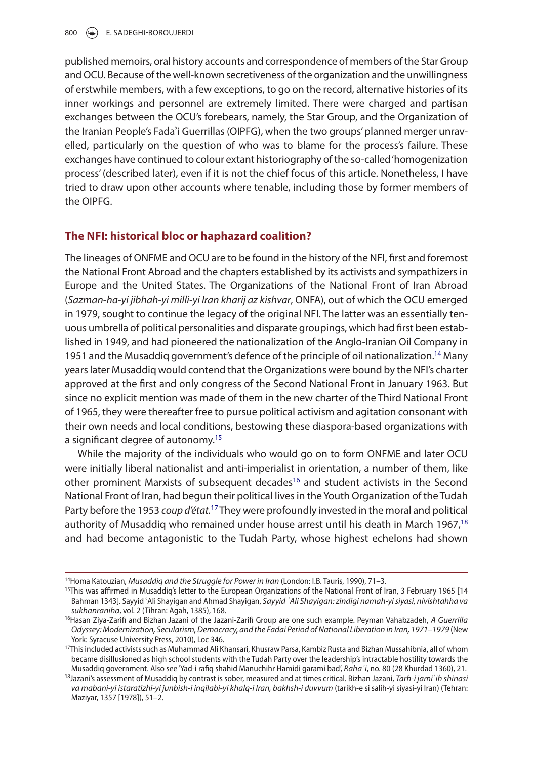published memoirs, oral history accounts and correspondence of members of the Star Group and OCU. Because of the well-known secretiveness of the organization and the unwillingness of erstwhile members, with a few exceptions, to go on the record, alternative histories of its inner workings and personnel are extremely limited. There were charged and partisan exchanges between the OCU's forebears, namely, the Star Group, and the Organization of the Iranian People's Fadaʾi Guerrillas (OIPFG), when the two groups' planned merger unravelled, particularly on the question of who was to blame for the process's failure. These exchanges have continued to colour extant historiography of the so-called 'homogenization process' (described later), even if it is not the chief focus of this article. Nonetheless, I have tried to draw upon other accounts where tenable, including those by former members of the OIPFG.

## The NFI: historical bloc or haphazard coalition?

The lineages of ONFME and OCU are to be found in the history of the NFI, first and foremost the National Front Abroad and the chapters established by its activists and sympathizers in Europe and the United States. The Organizations of the National Front of Iran Abroad (*Sazman-ha-yi jibhah-yi milli-yi Iran kharij az kishvar*, ONFA), out of which the OCU emerged in 1979, sought to continue the legacy of the original NFI. The latter was an essentially tenuous umbrella of political personalities and disparate groupings, which had first been established in 1949, and had pioneered the nationalization of the Anglo-Iranian Oil Company in 1951 and the Musaddiq government's defence of the principle of oil nationalization.[14] Many years later Musaddiq would contend that the Organizations were bound by the NFI's charter approved at the first and only congress of the Second National Front in January 1963. But since no explicit mention was made of them in the new charter of the Third National Front of 1965, they were thereafter free to pursue political activism and agitation consonant with their own needs and local conditions, bestowing these diaspora-based organizations with a significant degree of autonomy.[15]

While the majority of the individuals who would go on to form ONFME and later OCU were initially liberal nationalist and anti-imperialist in orientation, a number of them, like other prominent Marxists of subsequent decades[16] and student activists in the Second National Front of Iran, had begun their political lives in the Youth Organization of the Tudah Party before the 1953 *coup d'état*.[17] They were profoundly invested in the moral and political authority of Musaddiq who remained under house arrest until his death in March 1967,[18] and had become antagonistic to the Tudah Party, whose highest echelons had shown

---

[14] Homa Katouzian, *Musaddiq and the Struggle for Power in Iran* (London: I.B. Tauris, 1990), 71–3.

[15] This was affirmed in Musaddiq's letter to the European Organizations of the National Front of Iran, 3 February 1965 [14 Bahman 1343]. Sayyid ʿAli Shayigan and Ahmad Shayigan, *Sayyid ʿAli Shayigan: zindigi namah-yi siyasi, nivishtahha va sukhanraniha*, vol. 2 (Tihran: Agah, 1385), 168.

[16] Hasan Ziya-Zarifi and Bizhan Jazani of the Jazani-Zarifi Group are one such example. Peyman Vahabzadeh, *A Guerrilla Odyssey: Modernization, Secularism, Democracy, and the Fadai Period of National Liberation in Iran, 1971–1979* (New York: Syracuse University Press, 2010), Loc 346.

[17] This included activists such as Muhammad Ali Khansari, Khusraw Parsa, Kambiz Rusta and Bizhan Mussahibnia, all of whom became disillusioned as high school students with the Tudah Party over the leadership's intractable hostility towards the Musaddiq government. Also see 'Yad-i rafiq shahid Manuchihr Hamidi garami bad', *Rahaʾi*, no. 80 (28 Khurdad 1360), 21.

[18] Jazani's assessment of Musaddiq by contrast is sober, measured and at times critical. Bizhan Jazani, *Tarh-i jamiʿih shinasi va mabani-yi istaratizhi-yi junbish-i inqilabi-yi khalq-i Iran, bakhsh-i duvvum* (tarikh-e si salih-yi siyasi-yi Iran) (Tehran: Maziyar, 1357 [1978]), 51–2.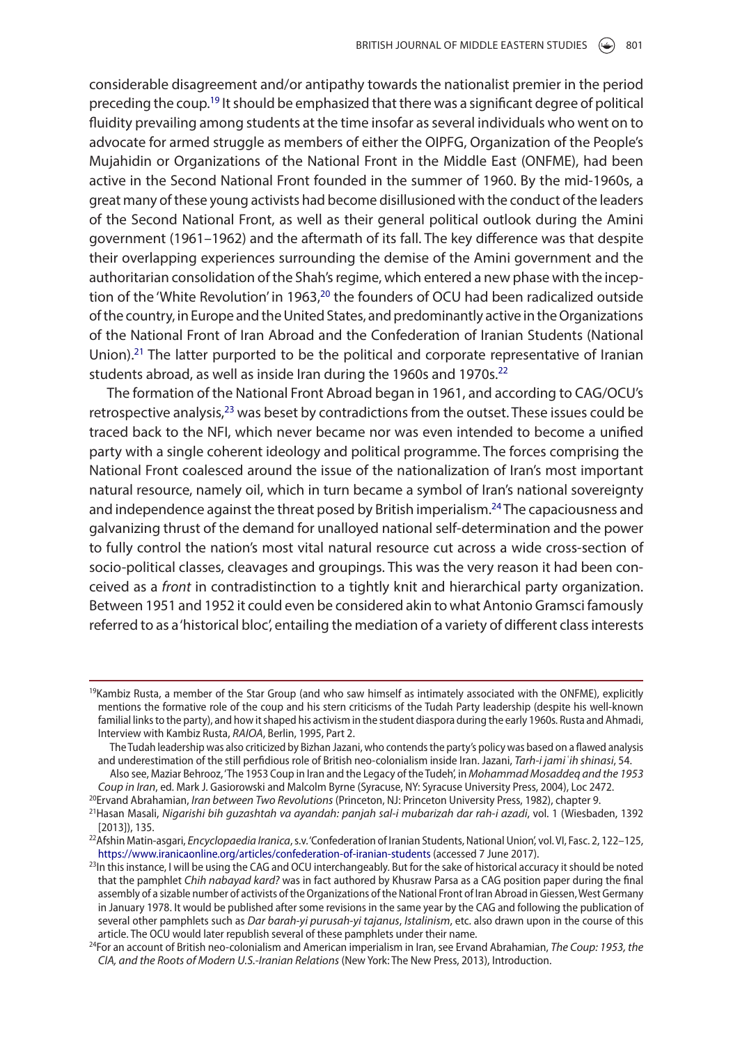considerable disagreement and/or antipathy towards the nationalist premier in the period preceding the coup.[19] It should be emphasized that there was a significant degree of political fluidity prevailing among students at the time insofar as several individuals who went on to advocate for armed struggle as members of either the OIPFG, Organization of the People's Mujahidin or Organizations of the National Front in the Middle East (ONFME), had been active in the Second National Front founded in the summer of 1960. By the mid-1960s, a great many of these young activists had become disillusioned with the conduct of the leaders of the Second National Front, as well as their general political outlook during the Amini government (1961–1962) and the aftermath of its fall. The key difference was that despite their overlapping experiences surrounding the demise of the Amini government and the authoritarian consolidation of the Shah's regime, which entered a new phase with the inception of the 'White Revolution' in 1963,[20] the founders of OCU had been radicalized outside of the country, in Europe and the United States, and predominantly active in the Organizations of the National Front of Iran Abroad and the Confederation of Iranian Students (National Union).[21] The latter purported to be the political and corporate representative of Iranian students abroad, as well as inside Iran during the 1960s and 1970s.[22]

The formation of the National Front Abroad began in 1961, and according to CAG/OCU's retrospective analysis,[23] was beset by contradictions from the outset. These issues could be traced back to the NFI, which never became nor was even intended to become a unified party with a single coherent ideology and political programme. The forces comprising the National Front coalesced around the issue of the nationalization of Iran's most important natural resource, namely oil, which in turn became a symbol of Iran's national sovereignty and independence against the threat posed by British imperialism.[24] The capaciousness and galvanizing thrust of the demand for unalloyed national self-determination and the power to fully control the nation's most vital natural resource cut across a wide cross-section of socio-political classes, cleavages and groupings. This was the very reason it had been conceived as a *front* in contradistinction to a tightly knit and hierarchical party organization. Between 1951 and 1952 it could even be considered akin to what Antonio Gramsci famously referred to as a 'historical bloc', entailing the mediation of a variety of different class interests

---

[19]Kambiz Rusta, a member of the Star Group (and who saw himself as intimately associated with the ONFME), explicitly mentions the formative role of the coup and his stern criticisms of the Tudah Party leadership (despite his well-known familial links to the party), and how it shaped his activism in the student diaspora during the early 1960s. Rusta and Ahmadi, Interview with Kambiz Rusta, *RAIOA*, Berlin, 1995, Part 2.

The Tudah leadership was also criticized by Bizhan Jazani, who contends the party's policy was based on a flawed analysis and underestimation of the still perfidious role of British neo-colonialism inside Iran. Jazani, *Tarh-i jamiʿih shinasi*, 54.

Also see, Maziar Behrooz, 'The 1953 Coup in Iran and the Legacy of the Tudeh', in *Mohammad Mosaddeq and the 1953 Coup in Iran*, ed. Mark J. Gasiorowski and Malcolm Byrne (Syracuse, NY: Syracuse University Press, 2004), Loc 2472.

[20]Ervand Abrahamian, *Iran between Two Revolutions* (Princeton, NJ: Princeton University Press, 1982), chapter 9.

[21]Hasan Masali, *Nigarishi bih guzashtah va ayandah: panjah sal-i mubarizah dar rah-i azadi*, vol. 1 (Wiesbaden, 1392 [2013]), 135.

[22]Afshin Matin-asgari, *Encyclopaedia Iranica*, s.v. 'Confederation of Iranian Students, National Union', vol. VI, Fasc. 2, 122–125, https://www.iranicaonline.org/articles/confederation-of-iranian-students (accessed 7 June 2017).

[23]In this instance, I will be using the CAG and OCU interchangeably. But for the sake of historical accuracy it should be noted that the pamphlet *Chih nabayad kard?* was in fact authored by Khusraw Parsa as a CAG position paper during the final assembly of a sizable number of activists of the Organizations of the National Front of Iran Abroad in Giessen, West Germany in January 1978. It would be published after some revisions in the same year by the CAG and following the publication of several other pamphlets such as *Dar barah-yi purusah-yi tajanus*, *Istalinism*, etc. also drawn upon in the course of this article. The OCU would later republish several of these pamphlets under their name.

[24]For an account of British neo-colonialism and American imperialism in Iran, see Ervand Abrahamian, *The Coup: 1953, the CIA, and the Roots of Modern U.S.-Iranian Relations* (New York: The New Press, 2013), Introduction.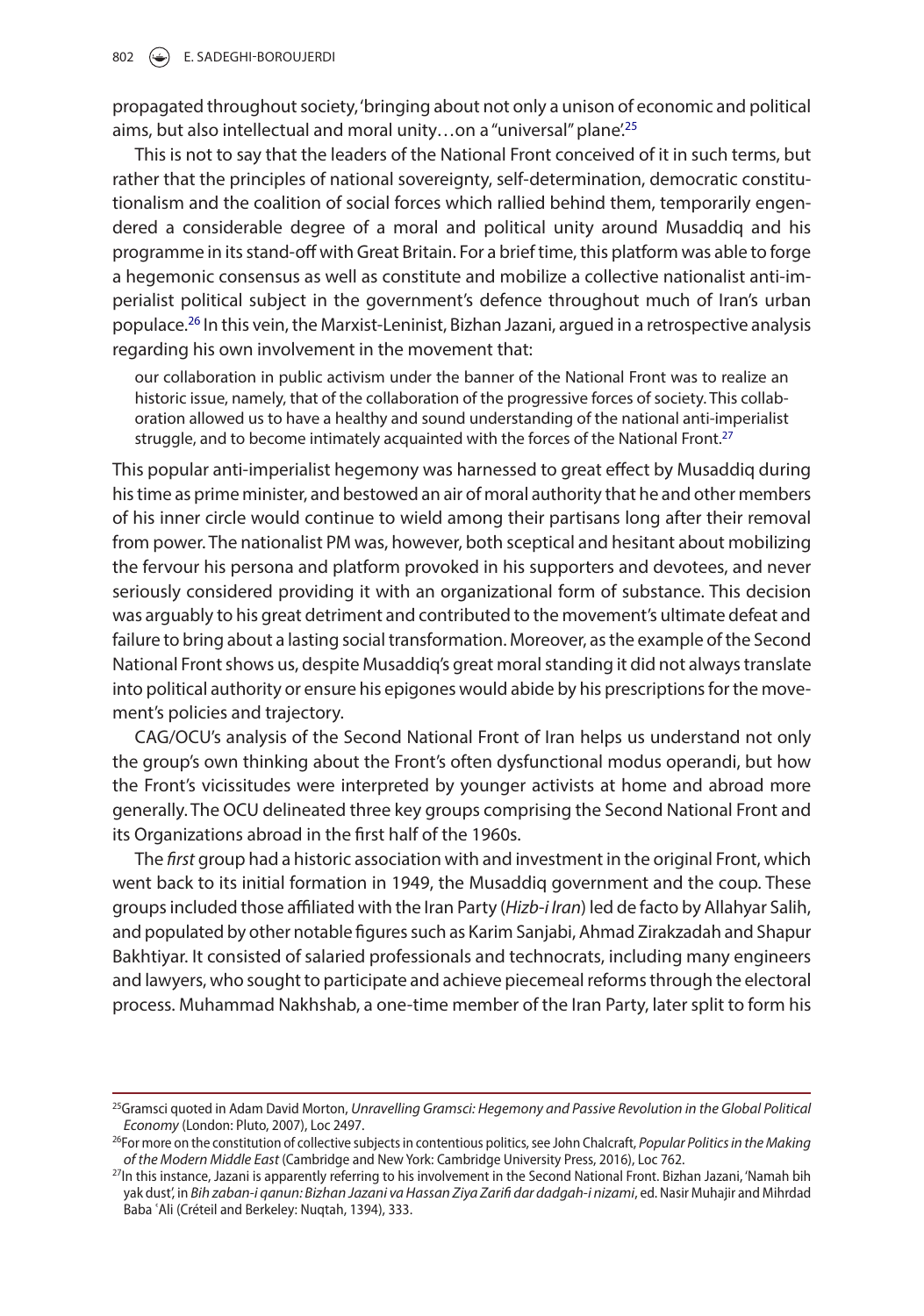propagated throughout society, 'bringing about not only a unison of economic and political aims, but also intellectual and moral unity…on a "universal" plane'.[25]

This is not to say that the leaders of the National Front conceived of it in such terms, but rather that the principles of national sovereignty, self-determination, democratic constitutionalism and the coalition of social forces which rallied behind them, temporarily engendered a considerable degree of a moral and political unity around Musaddiq and his programme in its stand-off with Great Britain. For a brief time, this platform was able to forge a hegemonic consensus as well as constitute and mobilize a collective nationalist anti-imperialist political subject in the government's defence throughout much of Iran's urban populace.[26] In this vein, the Marxist-Leninist, Bizhan Jazani, argued in a retrospective analysis regarding his own involvement in the movement that:

> our collaboration in public activism under the banner of the National Front was to realize an historic issue, namely, that of the collaboration of the progressive forces of society. This collaboration allowed us to have a healthy and sound understanding of the national anti-imperialist struggle, and to become intimately acquainted with the forces of the National Front.[27]

This popular anti-imperialist hegemony was harnessed to great effect by Musaddiq during his time as prime minister, and bestowed an air of moral authority that he and other members of his inner circle would continue to wield among their partisans long after their removal from power. The nationalist PM was, however, both sceptical and hesitant about mobilizing the fervour his persona and platform provoked in his supporters and devotees, and never seriously considered providing it with an organizational form of substance. This decision was arguably to his great detriment and contributed to the movement's ultimate defeat and failure to bring about a lasting social transformation. Moreover, as the example of the Second National Front shows us, despite Musaddiq's great moral standing it did not always translate into political authority or ensure his epigones would abide by his prescriptions for the movement's policies and trajectory.

CAG/OCU's analysis of the Second National Front of Iran helps us understand not only the group's own thinking about the Front's often dysfunctional modus operandi, but how the Front's vicissitudes were interpreted by younger activists at home and abroad more generally. The OCU delineated three key groups comprising the Second National Front and its Organizations abroad in the first half of the 1960s.

The *first* group had a historic association with and investment in the original Front, which went back to its initial formation in 1949, the Musaddiq government and the coup. These groups included those affiliated with the Iran Party (*Hizb-i Iran*) led de facto by Allahyar Salih, and populated by other notable figures such as Karim Sanjabi, Ahmad Zirakzadah and Shapur Bakhtiyar. It consisted of salaried professionals and technocrats, including many engineers and lawyers, who sought to participate and achieve piecemeal reforms through the electoral process. Muhammad Nakhshab, a one-time member of the Iran Party, later split to form his

---

[25] Gramsci quoted in Adam David Morton, *Unravelling Gramsci: Hegemony and Passive Revolution in the Global Political Economy* (London: Pluto, 2007), Loc 2497.

[26] For more on the constitution of collective subjects in contentious politics, see John Chalcraft, *Popular Politics in the Making of the Modern Middle East* (Cambridge and New York: Cambridge University Press, 2016), Loc 762.

[27] In this instance, Jazani is apparently referring to his involvement in the Second National Front. Bizhan Jazani, 'Namah bih yak dust', in *Bih zaban-i qanun: Bizhan Jazani va Hassan Ziya Zarifi dar dadgah-i nizami*, ed. Nasir Muhajir and Mihrdad Baba ʿAli (Créteil and Berkeley: Nuqtah, 1394), 333.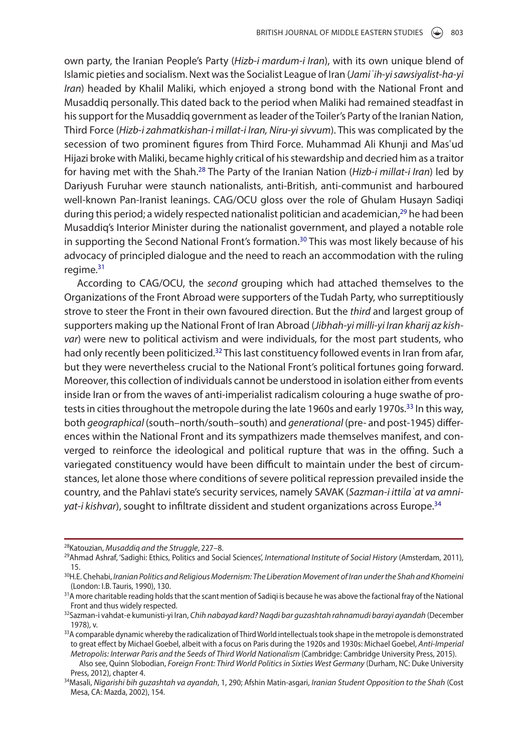own party, the Iranian People's Party (*Hizb-i mardum-i Iran*), with its own unique blend of Islamic pieties and socialism. Next was the Socialist League of Iran (*Jamiʿih-yi sawsiyalist-ha-yi Iran*) headed by Khalil Maliki, which enjoyed a strong bond with the National Front and Musaddiq personally. This dated back to the period when Maliki had remained steadfast in his support for the Musaddiq government as leader of the Toiler's Party of the Iranian Nation, Third Force (*Hizb-i zahmatkishan-i millat-i Iran, Niru-yi sivvum*). This was complicated by the secession of two prominent figures from Third Force. Muhammad Ali Khunji and Masʿud Hijazi broke with Maliki, became highly critical of his stewardship and decried him as a traitor for having met with the Shah.[28] The Party of the Iranian Nation (*Hizb-i millat-i Iran*) led by Dariyush Furuhar were staunch nationalists, anti-British, anti-communist and harboured well-known Pan-Iranist leanings. CAG/OCU gloss over the role of Ghulam Husayn Sadiqi during this period; a widely respected nationalist politician and academician,[29] he had been Musaddiq's Interior Minister during the nationalist government, and played a notable role in supporting the Second National Front's formation.[30] This was most likely because of his advocacy of principled dialogue and the need to reach an accommodation with the ruling regime.[31]

According to CAG/OCU, the *second* grouping which had attached themselves to the Organizations of the Front Abroad were supporters of the Tudah Party, who surreptitiously strove to steer the Front in their own favoured direction. But the *third* and largest group of supporters making up the National Front of Iran Abroad (*Jibhah-yi milli-yi Iran kharij az kishvar*) were new to political activism and were individuals, for the most part students, who had only recently been politicized.[32] This last constituency followed events in Iran from afar, but they were nevertheless crucial to the National Front's political fortunes going forward. Moreover, this collection of individuals cannot be understood in isolation either from events inside Iran or from the waves of anti-imperialist radicalism colouring a huge swathe of protests in cities throughout the metropole during the late 1960s and early 1970s.[33] In this way, both *geographical* (south–north/south–south) and *generational* (pre- and post-1945) differences within the National Front and its sympathizers made themselves manifest, and converged to reinforce the ideological and political rupture that was in the offing. Such a variegated constituency would have been difficult to maintain under the best of circumstances, let alone those where conditions of severe political repression prevailed inside the country, and the Pahlavi state's security services, namely SAVAK (*Sazman-i ittilaʿat va amniyat-i kishvar*), sought to infiltrate dissident and student organizations across Europe.[34]

---

[28] Katouzian, *Musaddiq and the Struggle*, 227–8.

[29] Ahmad Ashraf, 'Sadighi: Ethics, Politics and Social Sciences', *International Institute of Social History* (Amsterdam, 2011), 15.

[30] H.E. Chehabi, *Iranian Politics and Religious Modernism: The Liberation Movement of Iran under the Shah and Khomeini* (London: I.B. Tauris, 1990), 130.

[31] A more charitable reading holds that the scant mention of Sadiqi is because he was above the factional fray of the National Front and thus widely respected.

[32] Sazman-i vahdat-e kumunisti-yi Iran, *Chih nabayad kard? Naqdi bar guzashtah rahnamudi barayi ayandah* (December 1978), v.

[33] A comparable dynamic whereby the radicalization of Third World intellectuals took shape in the metropole is demonstrated to great effect by Michael Goebel, albeit with a focus on Paris during the 1920s and 1930s: Michael Goebel, *Anti-Imperial Metropolis: Interwar Paris and the Seeds of Third World Nationalism* (Cambridge: Cambridge University Press, 2015). Also see, Quinn Slobodian, *Foreign Front: Third World Politics in Sixties West Germany* (Durham, NC: Duke University Press, 2012), chapter 4.

[34] Masali, *Nigarishi bih guzashtah va ayandah*, 1, 290; Afshin Matin-asgari, *Iranian Student Opposition to the Shah* (Cost Mesa, CA: Mazda, 2002), 154.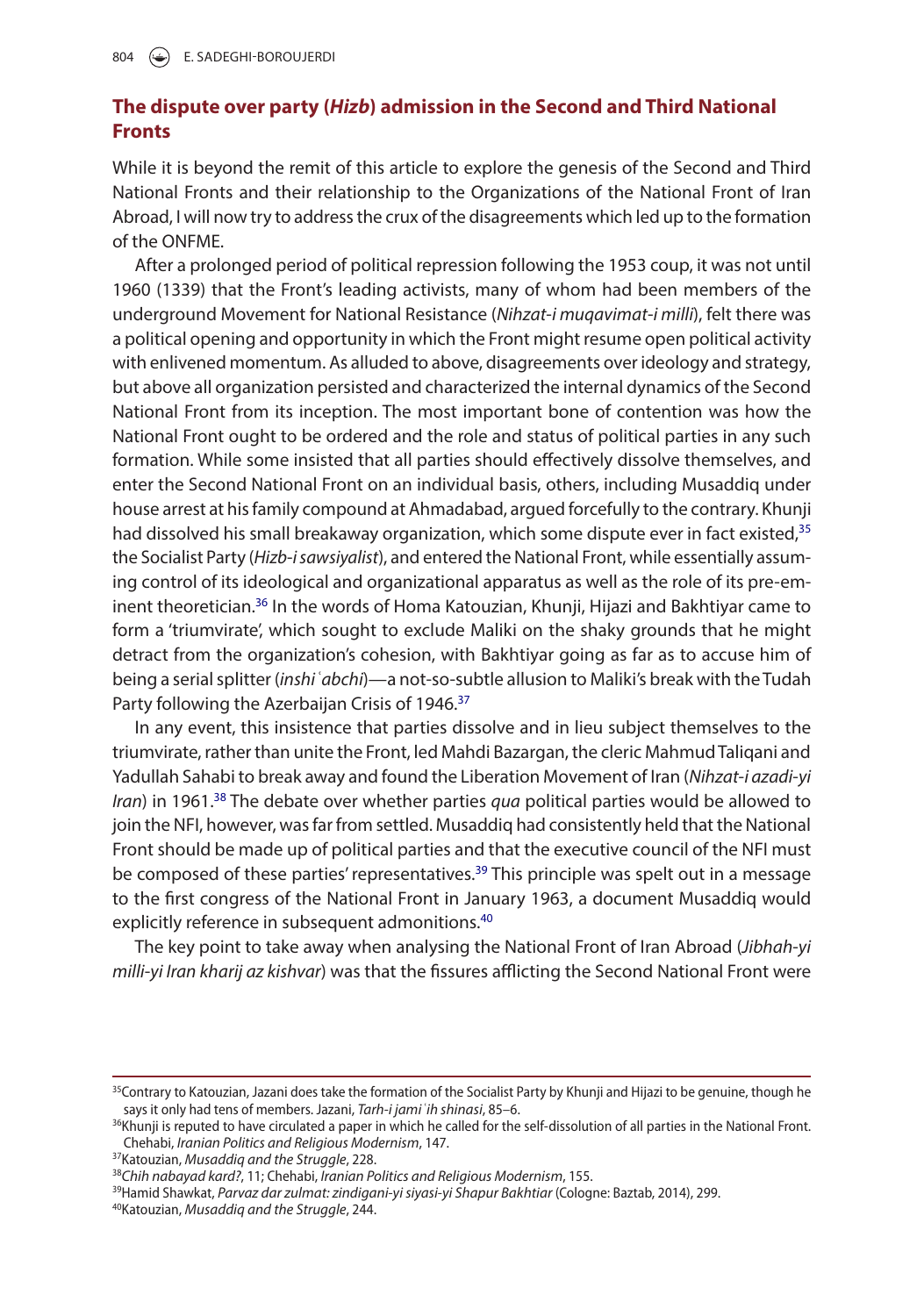## The dispute over party (*Hizb*) admission in the Second and Third National Fronts

While it is beyond the remit of this article to explore the genesis of the Second and Third National Fronts and their relationship to the Organizations of the National Front of Iran Abroad, I will now try to address the crux of the disagreements which led up to the formation of the ONFME.

After a prolonged period of political repression following the 1953 coup, it was not until 1960 (1339) that the Front's leading activists, many of whom had been members of the underground Movement for National Resistance (*Nihzat-i muqavimat-i milli*), felt there was a political opening and opportunity in which the Front might resume open political activity with enlivened momentum. As alluded to above, disagreements over ideology and strategy, but above all organization persisted and characterized the internal dynamics of the Second National Front from its inception. The most important bone of contention was how the National Front ought to be ordered and the role and status of political parties in any such formation. While some insisted that all parties should effectively dissolve themselves, and enter the Second National Front on an individual basis, others, including Musaddiq under house arrest at his family compound at Ahmadabad, argued forcefully to the contrary. Khunji had dissolved his small breakaway organization, which some dispute ever in fact existed,[35] the Socialist Party (*Hizb-i sawsiyalist*), and entered the National Front, while essentially assuming control of its ideological and organizational apparatus as well as the role of its pre-eminent theoretician.[36] In the words of Homa Katouzian, Khunji, Hijazi and Bakhtiyar came to form a 'triumvirate', which sought to exclude Maliki on the shaky grounds that he might detract from the organization's cohesion, with Bakhtiyar going as far as to accuse him of being a serial splitter (*inshiʿabchi*)—a not-so-subtle allusion to Maliki's break with the Tudah Party following the Azerbaijan Crisis of 1946.[37]

In any event, this insistence that parties dissolve and in lieu subject themselves to the triumvirate, rather than unite the Front, led Mahdi Bazargan, the cleric Mahmud Taliqani and Yadullah Sahabi to break away and found the Liberation Movement of Iran (*Nihzat-i azadi-yi Iran*) in 1961.[38] The debate over whether parties *qua* political parties would be allowed to join the NFI, however, was far from settled. Musaddiq had consistently held that the National Front should be made up of political parties and that the executive council of the NFI must be composed of these parties' representatives.[39] This principle was spelt out in a message to the first congress of the National Front in January 1963, a document Musaddiq would explicitly reference in subsequent admonitions.[40]

The key point to take away when analysing the National Front of Iran Abroad (*Jibhah-yi milli-yi Iran kharij az kishvar*) was that the fissures afflicting the Second National Front were

---

[35] Contrary to Katouzian, Jazani does take the formation of the Socialist Party by Khunji and Hijazi to be genuine, though he says it only had tens of members. Jazani, *Tarh-i jamiʿih shinasi*, 85–6.

[36] Khunji is reputed to have circulated a paper in which he called for the self-dissolution of all parties in the National Front. Chehabi, *Iranian Politics and Religious Modernism*, 147.

[37] Katouzian, *Musaddiq and the Struggle*, 228.

[38] *Chih nabayad kard?*, 11; Chehabi, *Iranian Politics and Religious Modernism*, 155.

[39] Hamid Shawkat, *Parvaz dar zulmat: zindigani-yi siyasi-yi Shapur Bakhtiar* (Cologne: Baztab, 2014), 299.

[40] Katouzian, *Musaddiq and the Struggle*, 244.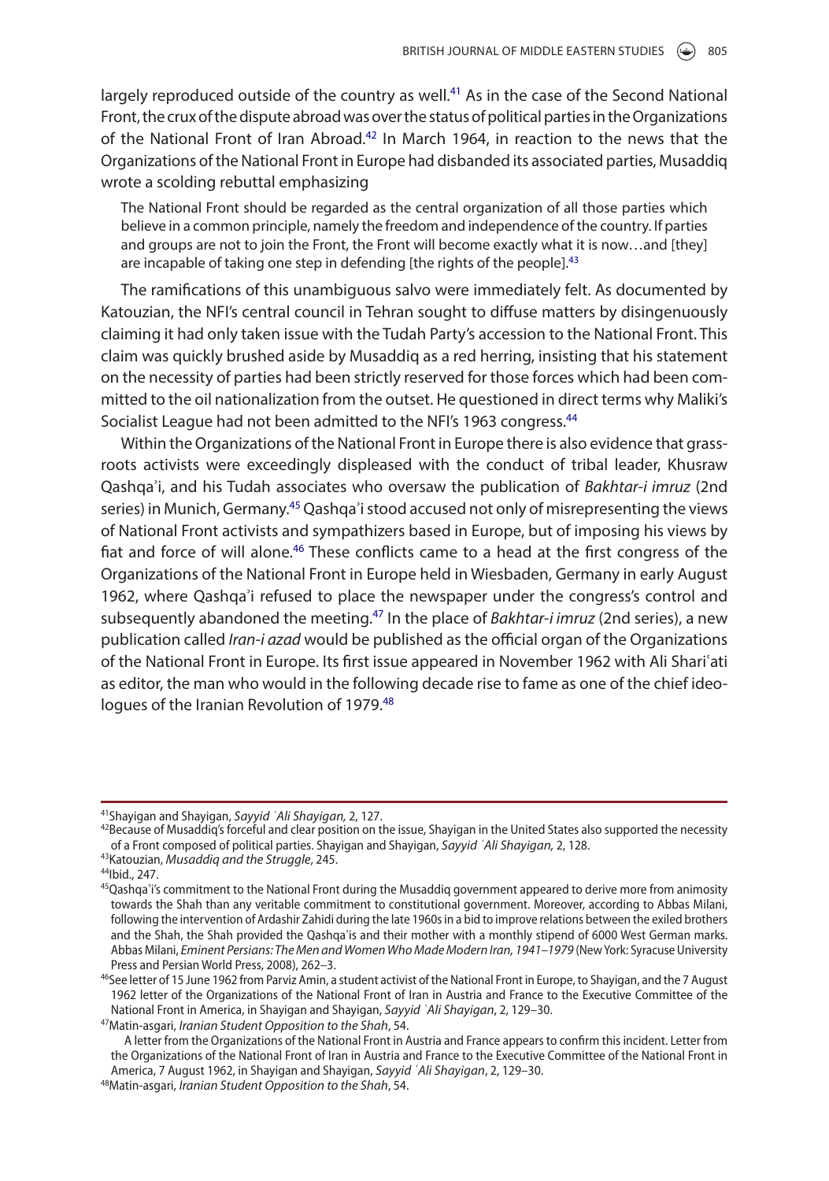largely reproduced outside of the country as well.[41] As in the case of the Second National Front, the crux of the dispute abroad was over the status of political parties in the Organizations of the National Front of Iran Abroad.[42] In March 1964, in reaction to the news that the Organizations of the National Front in Europe had disbanded its associated parties, Musaddiq wrote a scolding rebuttal emphasizing

> The National Front should be regarded as the central organization of all those parties which believe in a common principle, namely the freedom and independence of the country. If parties and groups are not to join the Front, the Front will become exactly what it is now…and [they] are incapable of taking one step in defending [the rights of the people].[43]

The ramifications of this unambiguous salvo were immediately felt. As documented by Katouzian, the NFI's central council in Tehran sought to diffuse matters by disingenuously claiming it had only taken issue with the Tudah Party's accession to the National Front. This claim was quickly brushed aside by Musaddiq as a red herring, insisting that his statement on the necessity of parties had been strictly reserved for those forces which had been committed to the oil nationalization from the outset. He questioned in direct terms why Maliki's Socialist League had not been admitted to the NFI's 1963 congress.[44]

Within the Organizations of the National Front in Europe there is also evidence that grassroots activists were exceedingly displeased with the conduct of tribal leader, Khusraw Qashqaʾi, and his Tudah associates who oversaw the publication of *Bakhtar-i imruz* (2nd series) in Munich, Germany.[45] Qashqaʾi stood accused not only of misrepresenting the views of National Front activists and sympathizers based in Europe, but of imposing his views by fiat and force of will alone.[46] These conflicts came to a head at the first congress of the Organizations of the National Front in Europe held in Wiesbaden, Germany in early August 1962, where Qashqaʾi refused to place the newspaper under the congress's control and subsequently abandoned the meeting.[47] In the place of *Bakhtar-i imruz* (2nd series), a new publication called *Iran-i azad* would be published as the official organ of the Organizations of the National Front in Europe. Its first issue appeared in November 1962 with Ali Shariʿati as editor, the man who would in the following decade rise to fame as one of the chief ideologues of the Iranian Revolution of 1979.[48]

---

[41] Shayigan and Shayigan, *Sayyid ʿAli Shayigan,* 2, 127.

[42] Because of Musaddiq's forceful and clear position on the issue, Shayigan in the United States also supported the necessity of a Front composed of political parties. Shayigan and Shayigan, *Sayyid ʿAli Shayigan,* 2, 128.

[43] Katouzian, *Musaddiq and the Struggle*, 245.

[44] Ibid., 247.

[45] Qashqaʾi's commitment to the National Front during the Musaddiq government appeared to derive more from animosity towards the Shah than any veritable commitment to constitutional government. Moreover, according to Abbas Milani, following the intervention of Ardashir Zahidi during the late 1960s in a bid to improve relations between the exiled brothers and the Shah, the Shah provided the Qashqaʾis and their mother with a monthly stipend of 6000 West German marks. Abbas Milani, *Eminent Persians: The Men and Women Who Made Modern Iran, 1941–1979* (New York: Syracuse University Press and Persian World Press, 2008), 262–3.

[46] See letter of 15 June 1962 from Parviz Amin, a student activist of the National Front in Europe, to Shayigan, and the 7 August 1962 letter of the Organizations of the National Front of Iran in Austria and France to the Executive Committee of the National Front in America, in Shayigan and Shayigan, *Sayyid ʿAli Shayigan*, 2, 129–30.

[47] Matin-asgari, *Iranian Student Opposition to the Shah*, 54.

A letter from the Organizations of the National Front in Austria and France appears to confirm this incident. Letter from the Organizations of the National Front of Iran in Austria and France to the Executive Committee of the National Front in America, 7 August 1962, in Shayigan and Shayigan, *Sayyid ʿAli Shayigan*, 2, 129–30.

[48] Matin-asgari, *Iranian Student Opposition to the Shah*, 54.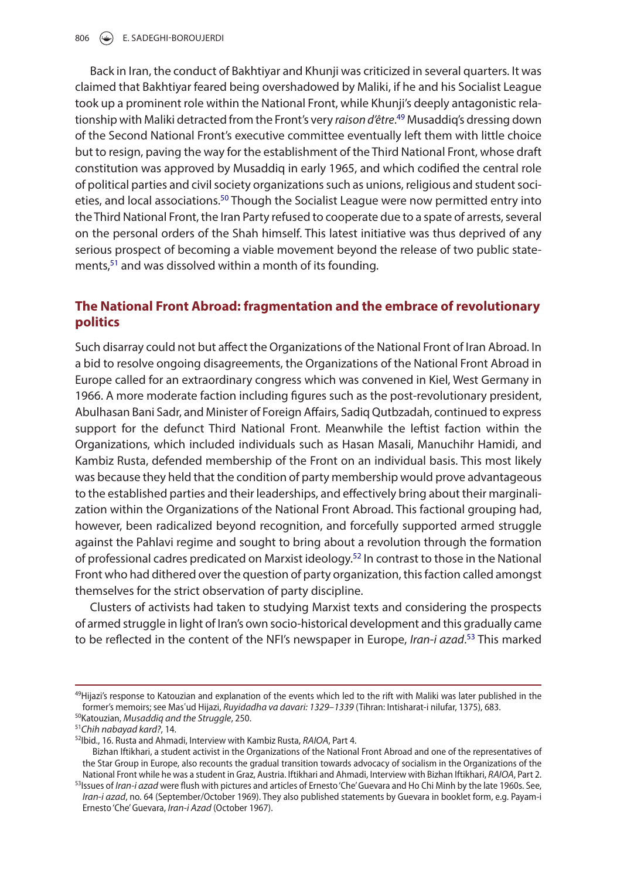Back in Iran, the conduct of Bakhtiyar and Khunji was criticized in several quarters. It was claimed that Bakhtiyar feared being overshadowed by Maliki, if he and his Socialist League took up a prominent role within the National Front, while Khunji's deeply antagonistic relationship with Maliki detracted from the Front's very *raison d'être*.[49] Musaddiq's dressing down of the Second National Front's executive committee eventually left them with little choice but to resign, paving the way for the establishment of the Third National Front, whose draft constitution was approved by Musaddiq in early 1965, and which codified the central role of political parties and civil society organizations such as unions, religious and student societies, and local associations.[50] Though the Socialist League were now permitted entry into the Third National Front, the Iran Party refused to cooperate due to a spate of arrests, several on the personal orders of the Shah himself. This latest initiative was thus deprived of any serious prospect of becoming a viable movement beyond the release of two public statements,[51] and was dissolved within a month of its founding.

## The National Front Abroad: fragmentation and the embrace of revolutionary politics

Such disarray could not but affect the Organizations of the National Front of Iran Abroad. In a bid to resolve ongoing disagreements, the Organizations of the National Front Abroad in Europe called for an extraordinary congress which was convened in Kiel, West Germany in 1966. A more moderate faction including figures such as the post-revolutionary president, Abulhasan Bani Sadr, and Minister of Foreign Affairs, Sadiq Qutbzadah, continued to express support for the defunct Third National Front. Meanwhile the leftist faction within the Organizations, which included individuals such as Hasan Masali, Manuchihr Hamidi, and Kambiz Rusta, defended membership of the Front on an individual basis. This most likely was because they held that the condition of party membership would prove advantageous to the established parties and their leaderships, and effectively bring about their marginalization within the Organizations of the National Front Abroad. This factional grouping had, however, been radicalized beyond recognition, and forcefully supported armed struggle against the Pahlavi regime and sought to bring about a revolution through the formation of professional cadres predicated on Marxist ideology.[52] In contrast to those in the National Front who had dithered over the question of party organization, this faction called amongst themselves for the strict observation of party discipline.

Clusters of activists had taken to studying Marxist texts and considering the prospects of armed struggle in light of Iran's own socio-historical development and this gradually came to be reflected in the content of the NFI's newspaper in Europe, *Iran-i azad*.[53] This marked

---

[49] Hijazi's response to Katouzian and explanation of the events which led to the rift with Maliki was later published in the former's memoirs; see Masʿud Hijazi, *Ruyidadha va davari: 1329–1339* (Tihran: Intisharat-i nilufar, 1375), 683.

[50] Katouzian, *Musaddiq and the Struggle*, 250.

[51] *Chih nabayad kard?*, 14.

[52] Ibid., 16. Rusta and Ahmadi, Interview with Kambiz Rusta, *RAIOA*, Part 4.

Bizhan Iftikhari, a student activist in the Organizations of the National Front Abroad and one of the representatives of the Star Group in Europe, also recounts the gradual transition towards advocacy of socialism in the Organizations of the National Front while he was a student in Graz, Austria. Iftikhari and Ahmadi, Interview with Bizhan Iftikhari, *RAIOA*, Part 2.

[53] Issues of *Iran-i azad* were flush with pictures and articles of Ernesto 'Che' Guevara and Ho Chi Minh by the late 1960s. See, *Iran-i azad*, no. 64 (September/October 1969). They also published statements by Guevara in booklet form, e.g. Payam-i Ernesto 'Che' Guevara, *Iran-i Azad* (October 1967).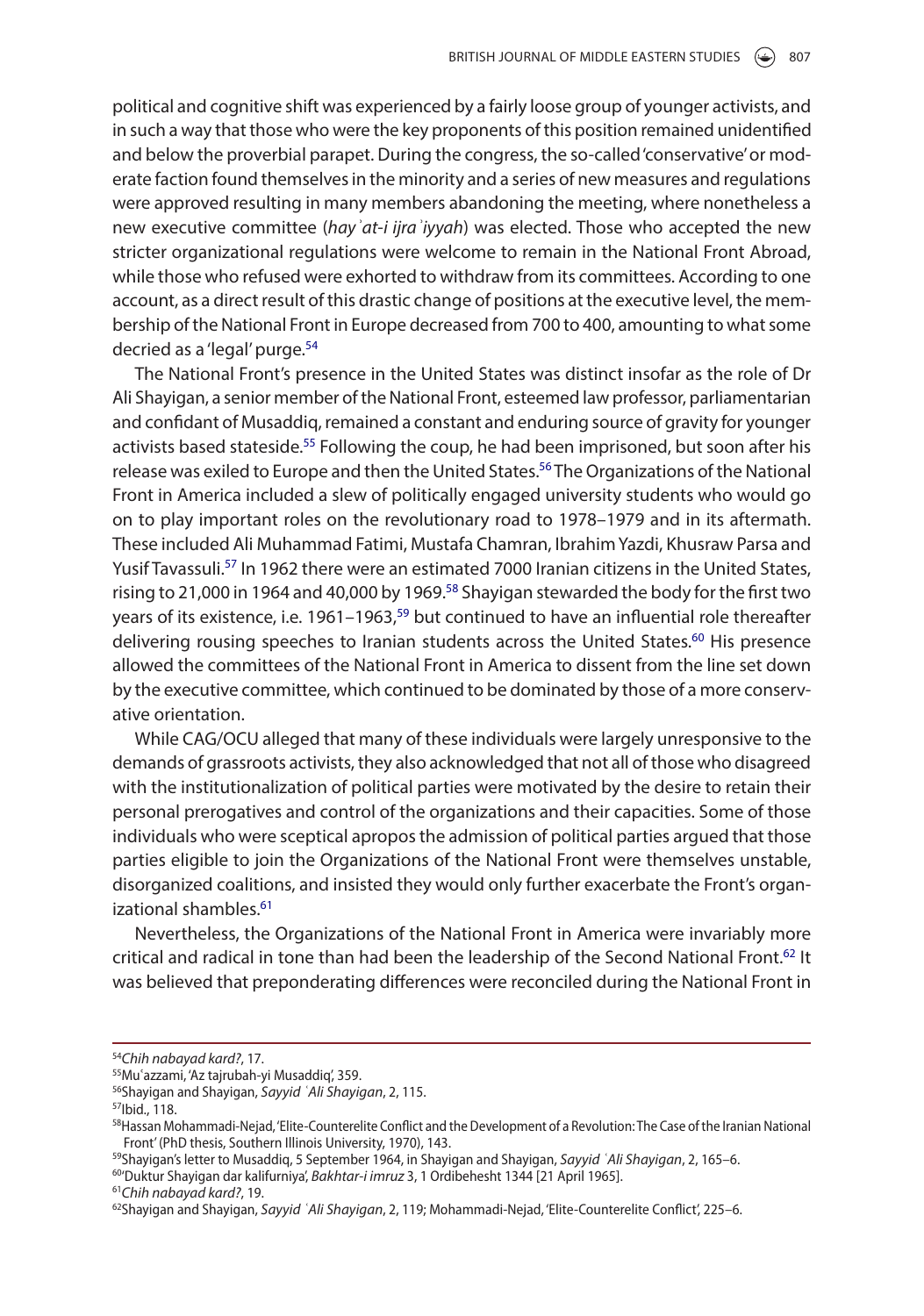political and cognitive shift was experienced by a fairly loose group of younger activists, and in such a way that those who were the key proponents of this position remained unidentified and below the proverbial parapet. During the congress, the so-called 'conservative' or moderate faction found themselves in the minority and a series of new measures and regulations were approved resulting in many members abandoning the meeting, where nonetheless a new executive committee (*hayʾat-i ijraʾiyyah*) was elected. Those who accepted the new stricter organizational regulations were welcome to remain in the National Front Abroad, while those who refused were exhorted to withdraw from its committees. According to one account, as a direct result of this drastic change of positions at the executive level, the membership of the National Front in Europe decreased from 700 to 400, amounting to what some decried as a 'legal' purge.[54]

The National Front's presence in the United States was distinct insofar as the role of Dr Ali Shayigan, a senior member of the National Front, esteemed law professor, parliamentarian and confidant of Musaddiq, remained a constant and enduring source of gravity for younger activists based stateside.[55] Following the coup, he had been imprisoned, but soon after his release was exiled to Europe and then the United States.[56] The Organizations of the National Front in America included a slew of politically engaged university students who would go on to play important roles on the revolutionary road to 1978–1979 and in its aftermath. These included Ali Muhammad Fatimi, Mustafa Chamran, Ibrahim Yazdi, Khusraw Parsa and Yusif Tavassuli.[57] In 1962 there were an estimated 7000 Iranian citizens in the United States, rising to 21,000 in 1964 and 40,000 by 1969.[58] Shayigan stewarded the body for the first two years of its existence, i.e. 1961–1963,[59] but continued to have an influential role thereafter delivering rousing speeches to Iranian students across the United States.[60] His presence allowed the committees of the National Front in America to dissent from the line set down by the executive committee, which continued to be dominated by those of a more conservative orientation.

While CAG/OCU alleged that many of these individuals were largely unresponsive to the demands of grassroots activists, they also acknowledged that not all of those who disagreed with the institutionalization of political parties were motivated by the desire to retain their personal prerogatives and control of the organizations and their capacities. Some of those individuals who were sceptical apropos the admission of political parties argued that those parties eligible to join the Organizations of the National Front were themselves unstable, disorganized coalitions, and insisted they would only further exacerbate the Front's organizational shambles.[61]

Nevertheless, the Organizations of the National Front in America were invariably more critical and radical in tone than had been the leadership of the Second National Front.[62] It was believed that preponderating differences were reconciled during the National Front in

---

[54] *Chih nabayad kard?*, 17.

[55] Muʿazzami, 'Az tajrubah-yi Musaddiq', 359.

[56] Shayigan and Shayigan, *Sayyid ʿAli Shayigan*, 2, 115.

[57] Ibid., 118.

[58] Hassan Mohammadi-Nejad, 'Elite-Counterelite Conflict and the Development of a Revolution: The Case of the Iranian National Front' (PhD thesis, Southern Illinois University, 1970), 143.

[59] Shayigan's letter to Musaddiq, 5 September 1964, in Shayigan and Shayigan, *Sayyid ʿAli Shayigan*, 2, 165–6.

[60] 'Duktur Shayigan dar kalifurniya', *Bakhtar-i imruz* 3, 1 Ordibehesht 1344 [21 April 1965].

[61] *Chih nabayad kard?*, 19.

[62] Shayigan and Shayigan, *Sayyid ʿAli Shayigan*, 2, 119; Mohammadi-Nejad, 'Elite-Counterelite Conflict', 225–6.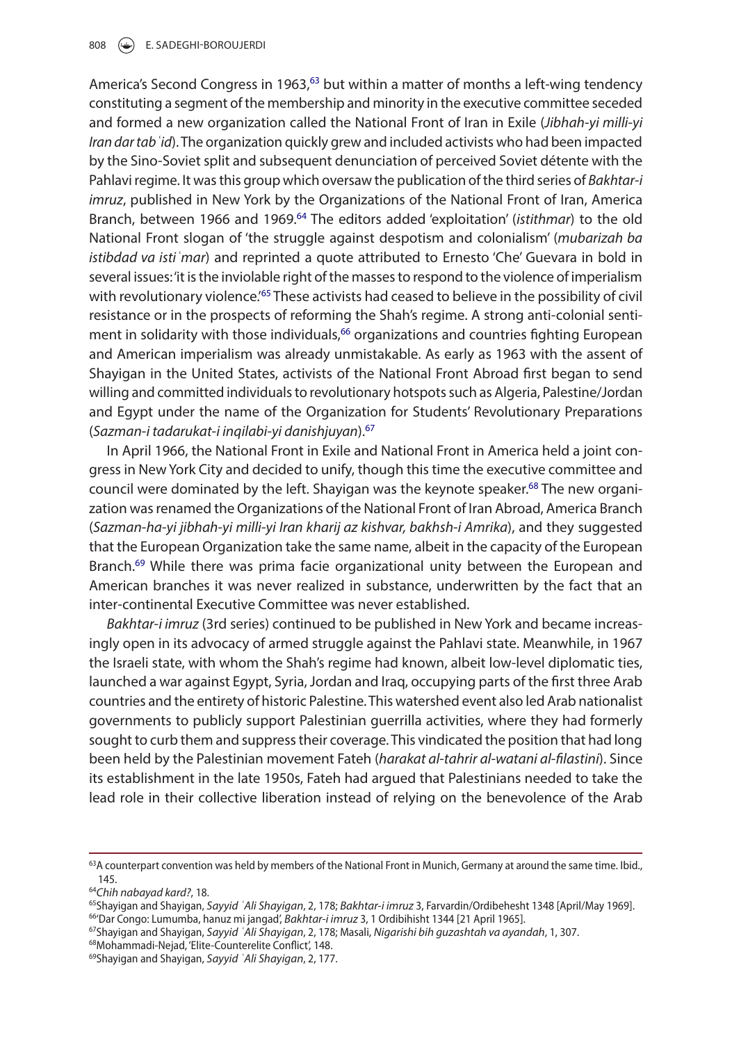America's Second Congress in 1963,[63] but within a matter of months a left-wing tendency constituting a segment of the membership and minority in the executive committee seceded and formed a new organization called the National Front of Iran in Exile (*Jibhah-yi milli-yi Iran dar tabʿid*). The organization quickly grew and included activists who had been impacted by the Sino-Soviet split and subsequent denunciation of perceived Soviet détente with the Pahlavi regime. It was this group which oversaw the publication of the third series of *Bakhtar-i imruz*, published in New York by the Organizations of the National Front of Iran, America Branch, between 1966 and 1969.[64] The editors added 'exploitation' (*istithmar*) to the old National Front slogan of 'the struggle against despotism and colonialism' (*mubarizah ba istibdad va istiʿmar*) and reprinted a quote attributed to Ernesto 'Che' Guevara in bold in several issues: 'it is the inviolable right of the masses to respond to the violence of imperialism with revolutionary violence.'[65] These activists had ceased to believe in the possibility of civil resistance or in the prospects of reforming the Shah's regime. A strong anti-colonial sentiment in solidarity with those individuals,[66] organizations and countries fighting European and American imperialism was already unmistakable. As early as 1963 with the assent of Shayigan in the United States, activists of the National Front Abroad first began to send willing and committed individuals to revolutionary hotspots such as Algeria, Palestine/Jordan and Egypt under the name of the Organization for Students' Revolutionary Preparations (*Sazman-i tadarukat-i inqilabi-yi danishjuyan*).[67]

In April 1966, the National Front in Exile and National Front in America held a joint congress in New York City and decided to unify, though this time the executive committee and council were dominated by the left. Shayigan was the keynote speaker.[68] The new organization was renamed the Organizations of the National Front of Iran Abroad, America Branch (*Sazman-ha-yi jibhah-yi milli-yi Iran kharij az kishvar, bakhsh-i Amrika*), and they suggested that the European Organization take the same name, albeit in the capacity of the European Branch.[69] While there was prima facie organizational unity between the European and American branches it was never realized in substance, underwritten by the fact that an inter-continental Executive Committee was never established.

*Bakhtar-i imruz* (3rd series) continued to be published in New York and became increasingly open in its advocacy of armed struggle against the Pahlavi state. Meanwhile, in 1967 the Israeli state, with whom the Shah's regime had known, albeit low-level diplomatic ties, launched a war against Egypt, Syria, Jordan and Iraq, occupying parts of the first three Arab countries and the entirety of historic Palestine. This watershed event also led Arab nationalist governments to publicly support Palestinian guerrilla activities, where they had formerly sought to curb them and suppress their coverage. This vindicated the position that had long been held by the Palestinian movement Fateh (*harakat al-tahrir al-watani al-filastini*). Since its establishment in the late 1950s, Fateh had argued that Palestinians needed to take the lead role in their collective liberation instead of relying on the benevolence of the Arab

---

[63] A counterpart convention was held by members of the National Front in Munich, Germany at around the same time. Ibid., 145.

[64] *Chih nabayad kard?*, 18.

[65] Shayigan and Shayigan, *Sayyid ʿAli Shayigan*, 2, 178; *Bakhtar-i imruz* 3, Farvardin/Ordibehesht 1348 [April/May 1969].

[66] 'Dar Congo: Lumumba, hanuz mi jangad', *Bakhtar-i imruz* 3, 1 Ordibihisht 1344 [21 April 1965].

[67] Shayigan and Shayigan, *Sayyid ʿAli Shayigan*, 2, 178; Masali, *Nigarishi bih guzashtah va ayandah*, 1, 307.

[68] Mohammadi-Nejad, 'Elite-Counterelite Conflict', 148.

[69] Shayigan and Shayigan, *Sayyid ʿAli Shayigan*, 2, 177.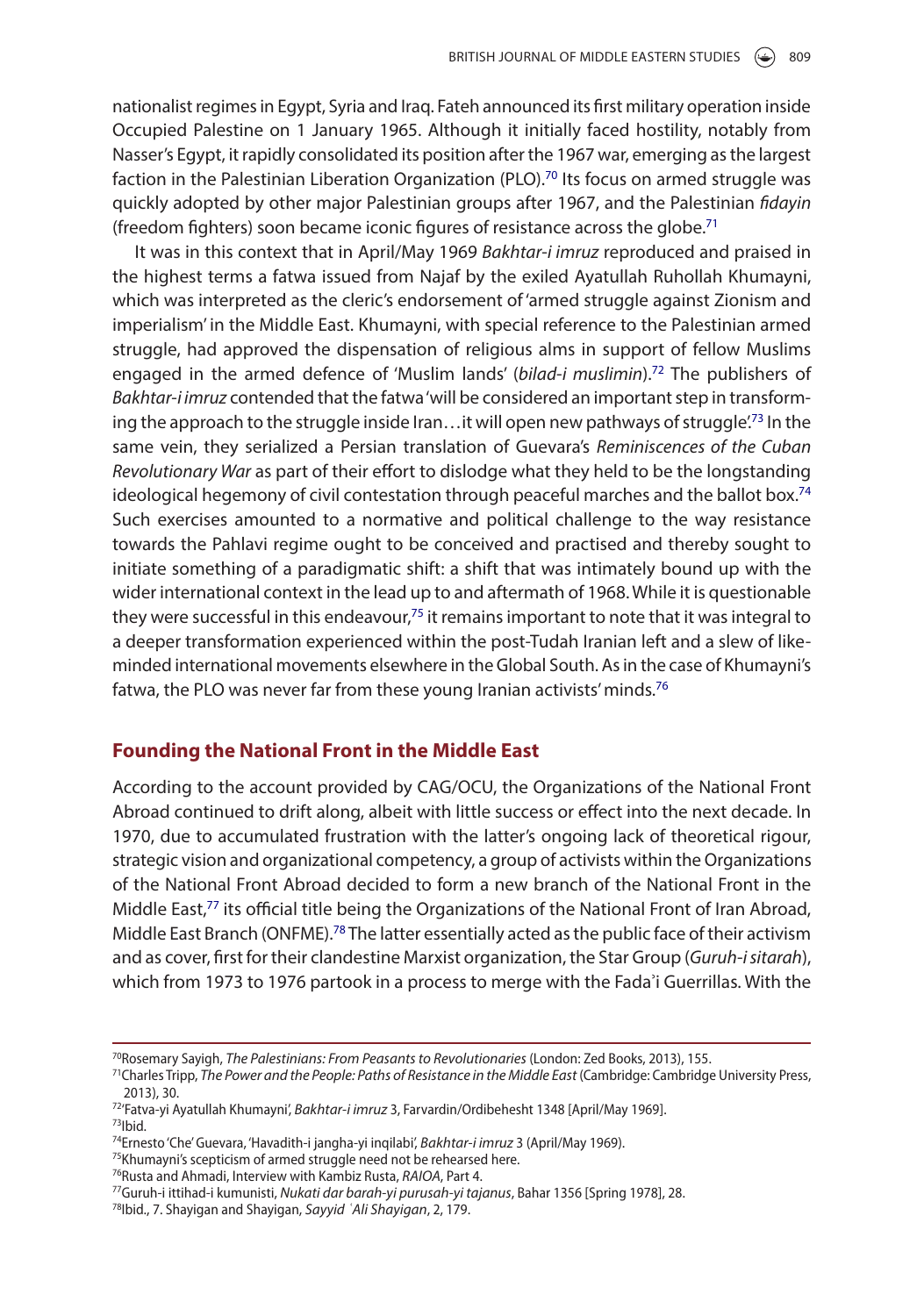nationalist regimes in Egypt, Syria and Iraq. Fateh announced its first military operation inside Occupied Palestine on 1 January 1965. Although it initially faced hostility, notably from Nasser's Egypt, it rapidly consolidated its position after the 1967 war, emerging as the largest faction in the Palestinian Liberation Organization (PLO).[70] Its focus on armed struggle was quickly adopted by other major Palestinian groups after 1967, and the Palestinian *fidayin* (freedom fighters) soon became iconic figures of resistance across the globe.[71]

It was in this context that in April/May 1969 *Bakhtar-i imruz* reproduced and praised in the highest terms a fatwa issued from Najaf by the exiled Ayatullah Ruhollah Khumayni, which was interpreted as the cleric's endorsement of 'armed struggle against Zionism and imperialism' in the Middle East. Khumayni, with special reference to the Palestinian armed struggle, had approved the dispensation of religious alms in support of fellow Muslims engaged in the armed defence of 'Muslim lands' (*bilad-i muslimin*).[72] The publishers of *Bakhtar-i imruz* contended that the fatwa 'will be considered an important step in transforming the approach to the struggle inside Iran…it will open new pathways of struggle'.[73] In the same vein, they serialized a Persian translation of Guevara's *Reminiscences of the Cuban Revolutionary War* as part of their effort to dislodge what they held to be the longstanding ideological hegemony of civil contestation through peaceful marches and the ballot box.[74] Such exercises amounted to a normative and political challenge to the way resistance towards the Pahlavi regime ought to be conceived and practised and thereby sought to initiate something of a paradigmatic shift: a shift that was intimately bound up with the wider international context in the lead up to and aftermath of 1968. While it is questionable they were successful in this endeavour,[75] it remains important to note that it was integral to a deeper transformation experienced within the post-Tudah Iranian left and a slew of like-minded international movements elsewhere in the Global South. As in the case of Khumayni's fatwa, the PLO was never far from these young Iranian activists' minds.[76]

## Founding the National Front in the Middle East

According to the account provided by CAG/OCU, the Organizations of the National Front Abroad continued to drift along, albeit with little success or effect into the next decade. In 1970, due to accumulated frustration with the latter's ongoing lack of theoretical rigour, strategic vision and organizational competency, a group of activists within the Organizations of the National Front Abroad decided to form a new branch of the National Front in the Middle East,[77] its official title being the Organizations of the National Front of Iran Abroad, Middle East Branch (ONFME).[78] The latter essentially acted as the public face of their activism and as cover, first for their clandestine Marxist organization, the Star Group (*Guruh-i sitarah*), which from 1973 to 1976 partook in a process to merge with the Fadaʾi Guerrillas. With the

---

[70] Rosemary Sayigh, *The Palestinians: From Peasants to Revolutionaries* (London: Zed Books, 2013), 155.

[71] Charles Tripp, *The Power and the People: Paths of Resistance in the Middle East* (Cambridge: Cambridge University Press, 2013), 30.

[72] 'Fatva-yi Ayatullah Khumayni', *Bakhtar-i imruz* 3, Farvardin/Ordibehesht 1348 [April/May 1969].

[73] Ibid.

[74] Ernesto 'Che' Guevara, 'Havadith-i jangha-yi inqilabi', *Bakhtar-i imruz* 3 (April/May 1969).

[75] Khumayni's scepticism of armed struggle need not be rehearsed here.

[76] Rusta and Ahmadi, Interview with Kambiz Rusta, *RAIOA*, Part 4.

[77] Guruh-i ittihad-i kumunisti, *Nukati dar barah-yi purusah-yi tajanus*, Bahar 1356 [Spring 1978], 28.

[78] Ibid., 7. Shayigan and Shayigan, *Sayyid ʿAli Shayigan*, 2, 179.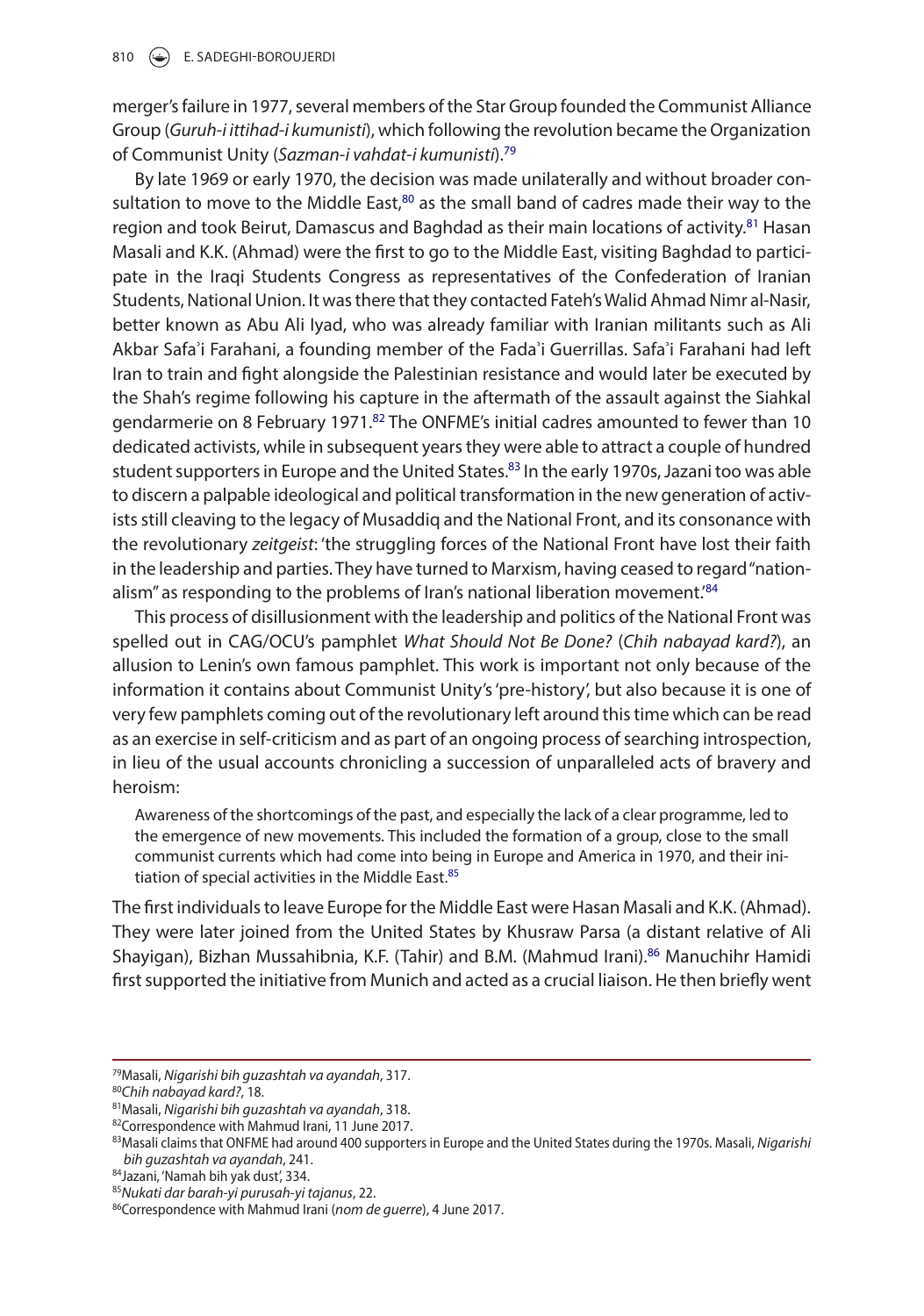merger's failure in 1977, several members of the Star Group founded the Communist Alliance Group (*Guruh-i ittihad-i kumunisti*), which following the revolution became the Organization of Communist Unity (*Sazman-i vahdat-i kumunisti*).[79]

By late 1969 or early 1970, the decision was made unilaterally and without broader consultation to move to the Middle East,[80] as the small band of cadres made their way to the region and took Beirut, Damascus and Baghdad as their main locations of activity.[81] Hasan Masali and K.K. (Ahmad) were the first to go to the Middle East, visiting Baghdad to participate in the Iraqi Students Congress as representatives of the Confederation of Iranian Students, National Union. It was there that they contacted Fateh's Walid Ahmad Nimr al-Nasir, better known as Abu Ali Iyad, who was already familiar with Iranian militants such as Ali Akbar Safaʾi Farahani, a founding member of the Fadaʾi Guerrillas. Safaʾi Farahani had left Iran to train and fight alongside the Palestinian resistance and would later be executed by the Shah's regime following his capture in the aftermath of the assault against the Siahkal gendarmerie on 8 February 1971.[82] The ONFME's initial cadres amounted to fewer than 10 dedicated activists, while in subsequent years they were able to attract a couple of hundred student supporters in Europe and the United States.[83] In the early 1970s, Jazani too was able to discern a palpable ideological and political transformation in the new generation of activists still cleaving to the legacy of Musaddiq and the National Front, and its consonance with the revolutionary *zeitgeist*: 'the struggling forces of the National Front have lost their faith in the leadership and parties. They have turned to Marxism, having ceased to regard "nationalism" as responding to the problems of Iran's national liberation movement.'[84]

This process of disillusionment with the leadership and politics of the National Front was spelled out in CAG/OCU's pamphlet *What Should Not Be Done?* (*Chih nabayad kard?*), an allusion to Lenin's own famous pamphlet. This work is important not only because of the information it contains about Communist Unity's 'pre-history', but also because it is one of very few pamphlets coming out of the revolutionary left around this time which can be read as an exercise in self-criticism and as part of an ongoing process of searching introspection, in lieu of the usual accounts chronicling a succession of unparalleled acts of bravery and heroism:

> Awareness of the shortcomings of the past, and especially the lack of a clear programme, led to the emergence of new movements. This included the formation of a group, close to the small communist currents which had come into being in Europe and America in 1970, and their initiation of special activities in the Middle East.[85]

The first individuals to leave Europe for the Middle East were Hasan Masali and K.K. (Ahmad). They were later joined from the United States by Khusraw Parsa (a distant relative of Ali Shayigan), Bizhan Mussahibnia, K.F. (Tahir) and B.M. (Mahmud Irani).[86] Manuchihr Hamidi first supported the initiative from Munich and acted as a crucial liaison. He then briefly went

---

[79] Masali, *Nigarishi bih guzashtah va ayandah*, 317.

[80] *Chih nabayad kard?*, 18.

[81] Masali, *Nigarishi bih guzashtah va ayandah*, 318.

[82] Correspondence with Mahmud Irani, 11 June 2017.

[83] Masali claims that ONFME had around 400 supporters in Europe and the United States during the 1970s. Masali, *Nigarishi bih guzashtah va ayandah*, 241.

[84] Jazani, 'Namah bih yak dust', 334.

[85] *Nukati dar barah-yi purusah-yi tajanus*, 22.

[86] Correspondence with Mahmud Irani (*nom de guerre*), 4 June 2017.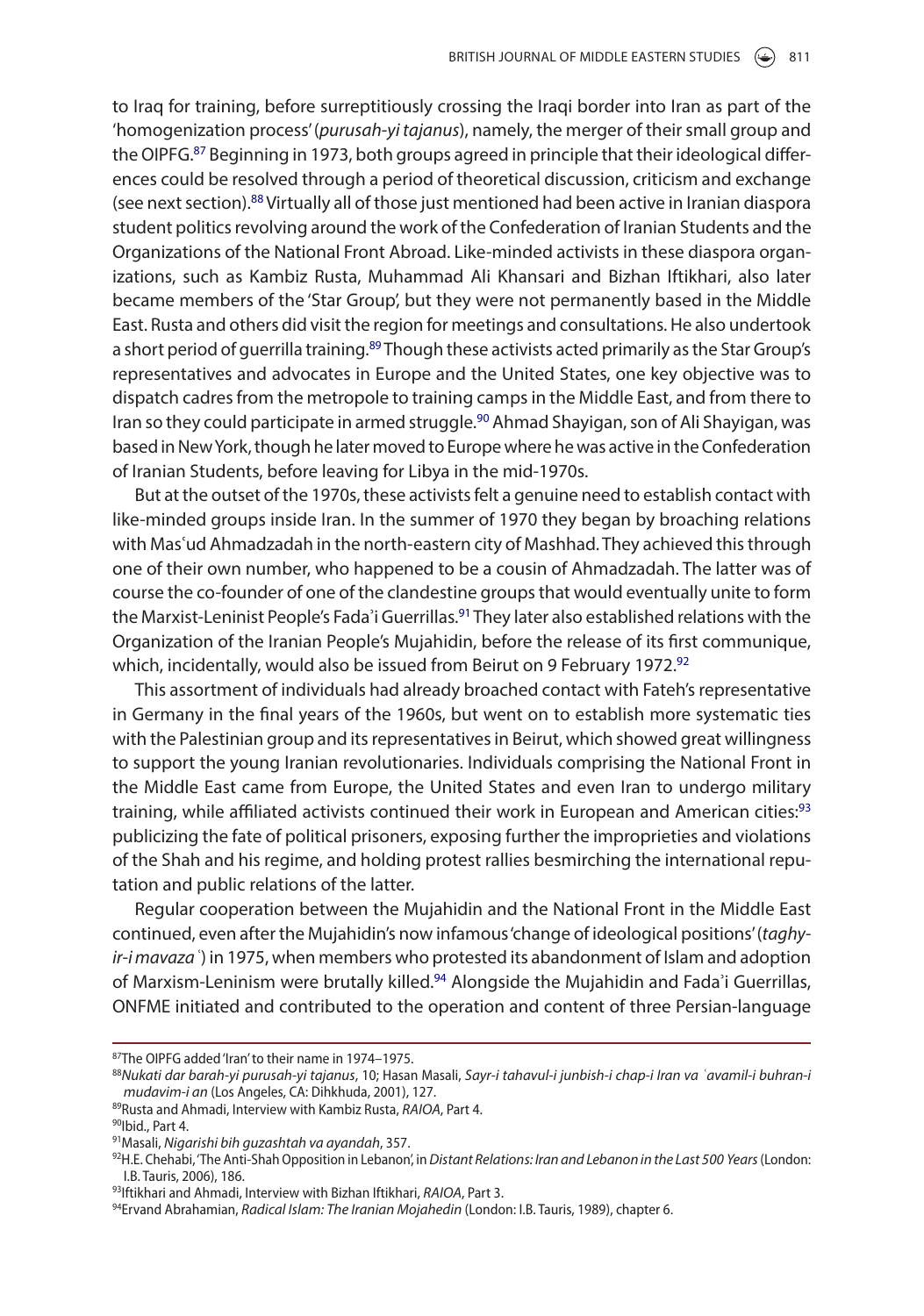to Iraq for training, before surreptitiously crossing the Iraqi border into Iran as part of the 'homogenization process' (*purusah-yi tajanus*), namely, the merger of their small group and the OIPFG.[87] Beginning in 1973, both groups agreed in principle that their ideological differences could be resolved through a period of theoretical discussion, criticism and exchange (see next section).[88] Virtually all of those just mentioned had been active in Iranian diaspora student politics revolving around the work of the Confederation of Iranian Students and the Organizations of the National Front Abroad. Like-minded activists in these diaspora organizations, such as Kambiz Rusta, Muhammad Ali Khansari and Bizhan Iftikhari, also later became members of the 'Star Group', but they were not permanently based in the Middle East. Rusta and others did visit the region for meetings and consultations. He also undertook a short period of guerrilla training.[89] Though these activists acted primarily as the Star Group's representatives and advocates in Europe and the United States, one key objective was to dispatch cadres from the metropole to training camps in the Middle East, and from there to Iran so they could participate in armed struggle.[90] Ahmad Shayigan, son of Ali Shayigan, was based in New York, though he later moved to Europe where he was active in the Confederation of Iranian Students, before leaving for Libya in the mid-1970s.

But at the outset of the 1970s, these activists felt a genuine need to establish contact with like-minded groups inside Iran. In the summer of 1970 they began by broaching relations with Masʿud Ahmadzadah in the north-eastern city of Mashhad. They achieved this through one of their own number, who happened to be a cousin of Ahmadzadah. The latter was of course the co-founder of one of the clandestine groups that would eventually unite to form the Marxist-Leninist People's Fadaʾi Guerrillas.[91] They later also established relations with the Organization of the Iranian People's Mujahidin, before the release of its first communique, which, incidentally, would also be issued from Beirut on 9 February 1972.[92]

This assortment of individuals had already broached contact with Fateh's representative in Germany in the final years of the 1960s, but went on to establish more systematic ties with the Palestinian group and its representatives in Beirut, which showed great willingness to support the young Iranian revolutionaries. Individuals comprising the National Front in the Middle East came from Europe, the United States and even Iran to undergo military training, while affiliated activists continued their work in European and American cities:[93] publicizing the fate of political prisoners, exposing further the improprieties and violations of the Shah and his regime, and holding protest rallies besmirching the international reputation and public relations of the latter.

Regular cooperation between the Mujahidin and the National Front in the Middle East continued, even after the Mujahidin's now infamous 'change of ideological positions' (*taghyir-i mavazaʿ*) in 1975, when members who protested its abandonment of Islam and adoption of Marxism-Leninism were brutally killed.[94] Alongside the Mujahidin and Fadaʾi Guerrillas, ONFME initiated and contributed to the operation and content of three Persian-language

---

[87] The OIPFG added 'Iran' to their name in 1974–1975.

[88] *Nukati dar barah-yi purusah-yi tajanus*, 10; Hasan Masali, *Sayr-i tahavul-i junbish-i chap-i Iran va ʿavamil-i buhran-i mudavim-i an* (Los Angeles, CA: Dihkhuda, 2001), 127.

[89] Rusta and Ahmadi, Interview with Kambiz Rusta, *RAIOA*, Part 4.

[90] Ibid., Part 4.

[91] Masali, *Nigarishi bih guzashtah va ayandah*, 357.

[92] H.E. Chehabi, 'The Anti-Shah Opposition in Lebanon', in *Distant Relations: Iran and Lebanon in the Last 500 Years* (London: I.B. Tauris, 2006), 186.

[93] Iftikhari and Ahmadi, Interview with Bizhan Iftikhari, *RAIOA*, Part 3.

[94] Ervand Abrahamian, *Radical Islam: The Iranian Mojahedin* (London: I.B. Tauris, 1989), chapter 6.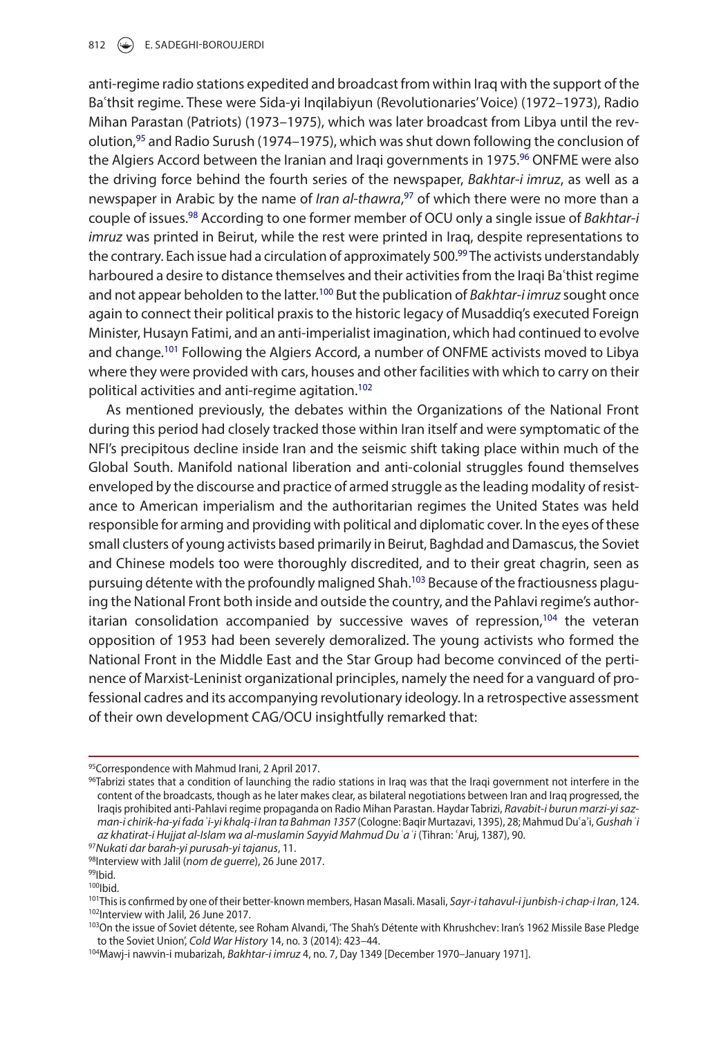anti-regime radio stations expedited and broadcast from within Iraq with the support of the Baʿthsit regime. These were Sida-yi Inqilabiyun (Revolutionaries' Voice) (1972–1973), Radio Mihan Parastan (Patriots) (1973–1975), which was later broadcast from Libya until the revolution,[95] and Radio Surush (1974–1975), which was shut down following the conclusion of the Algiers Accord between the Iranian and Iraqi governments in 1975.[96] ONFME were also the driving force behind the fourth series of the newspaper, *Bakhtar-i imruz*, as well as a newspaper in Arabic by the name of *Iran al-thawra*,[97] of which there were no more than a couple of issues.[98] According to one former member of OCU only a single issue of *Bakhtar-i imruz* was printed in Beirut, while the rest were printed in Iraq, despite representations to the contrary. Each issue had a circulation of approximately 500.[99] The activists understandably harboured a desire to distance themselves and their activities from the Iraqi Baʿthist regime and not appear beholden to the latter.[100] But the publication of *Bakhtar-i imruz* sought once again to connect their political praxis to the historic legacy of Musaddiq's executed Foreign Minister, Husayn Fatimi, and an anti-imperialist imagination, which had continued to evolve and change.[101] Following the Algiers Accord, a number of ONFME activists moved to Libya where they were provided with cars, houses and other facilities with which to carry on their political activities and anti-regime agitation.[102]

As mentioned previously, the debates within the Organizations of the National Front during this period had closely tracked those within Iran itself and were symptomatic of the NFI's precipitous decline inside Iran and the seismic shift taking place within much of the Global South. Manifold national liberation and anti-colonial struggles found themselves enveloped by the discourse and practice of armed struggle as the leading modality of resistance to American imperialism and the authoritarian regimes the United States was held responsible for arming and providing with political and diplomatic cover. In the eyes of these small clusters of young activists based primarily in Beirut, Baghdad and Damascus, the Soviet and Chinese models too were thoroughly discredited, and to their great chagrin, seen as pursuing détente with the profoundly maligned Shah.[103] Because of the fractiousness plaguing the National Front both inside and outside the country, and the Pahlavi regime's authoritarian consolidation accompanied by successive waves of repression,[104] the veteran opposition of 1953 had been severely demoralized. The young activists who formed the National Front in the Middle East and the Star Group had become convinced of the pertinence of Marxist-Leninist organizational principles, namely the need for a vanguard of professional cadres and its accompanying revolutionary ideology. In a retrospective assessment of their own development CAG/OCU insightfully remarked that:

---

[95] Correspondence with Mahmud Irani, 2 April 2017.

[96] Tabrizi states that a condition of launching the radio stations in Iraq was that the Iraqi government not interfere in the content of the broadcasts, though as he later makes clear, as bilateral negotiations between Iran and Iraq progressed, the Iraqis prohibited anti-Pahlavi regime propaganda on Radio Mihan Parastan. Haydar Tabrizi, *Ravabit-i burun marzi-yi sazman-i chirik-ha-yi fadaʾi-yi khalq-i Iran ta Bahman 1357* (Cologne: Baqir Murtazavi, 1395), 28; Mahmud Duʿaʾi, *Gushahʾi az khatirat-i Hujjat al-Islam wa al-muslamin Sayyid Mahmud Duʿaʾi* (Tihran: ʿAruj, 1387), 90.

[97] *Nukati dar barah-yi purusah-yi tajanus*, 11.

[98] Interview with Jalil (*nom de guerre*), 26 June 2017.

[99] Ibid.

[100] Ibid.

[101] This is confirmed by one of their better-known members, Hasan Masali. Masali, *Sayr-i tahavul-i junbish-i chap-i Iran*, 124.

[102] Interview with Jalil, 26 June 2017.

[103] On the issue of Soviet détente, see Roham Alvandi, 'The Shah's Détente with Khrushchev: Iran's 1962 Missile Base Pledge to the Soviet Union', *Cold War History* 14, no. 3 (2014): 423–44.

[104] Mawj-i nawvin-i mubarizah, *Bakhtar-i imruz* 4, no. 7, Day 1349 [December 1970–January 1971].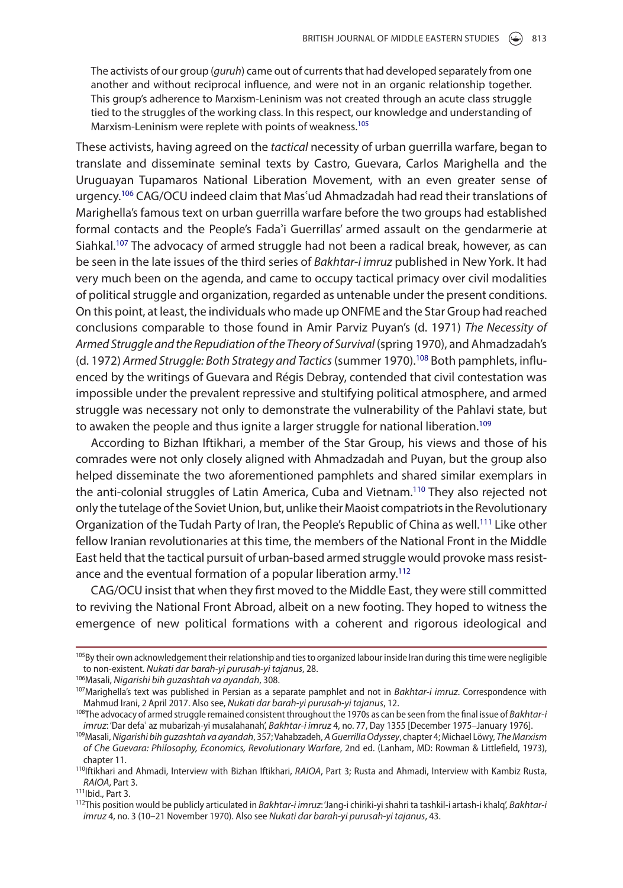> The activists of our group (*guruh*) came out of currents that had developed separately from one another and without reciprocal influence, and were not in an organic relationship together. This group's adherence to Marxism-Leninism was not created through an acute class struggle tied to the struggles of the working class. In this respect, our knowledge and understanding of Marxism-Leninism were replete with points of weakness.[105]

These activists, having agreed on the *tactical* necessity of urban guerrilla warfare, began to translate and disseminate seminal texts by Castro, Guevara, Carlos Marighella and the Uruguayan Tupamaros National Liberation Movement, with an even greater sense of urgency.[106] CAG/OCU indeed claim that Masʿud Ahmadzadah had read their translations of Marighella's famous text on urban guerrilla warfare before the two groups had established formal contacts and the People's Fadaʾi Guerrillas' armed assault on the gendarmerie at Siahkal.[107] The advocacy of armed struggle had not been a radical break, however, as can be seen in the late issues of the third series of *Bakhtar-i imruz* published in New York. It had very much been on the agenda, and came to occupy tactical primacy over civil modalities of political struggle and organization, regarded as untenable under the present conditions. On this point, at least, the individuals who made up ONFME and the Star Group had reached conclusions comparable to those found in Amir Parviz Puyan's (d. 1971) *The Necessity of Armed Struggle and the Repudiation of the Theory of Survival* (spring 1970), and Ahmadzadah's (d. 1972) *Armed Struggle: Both Strategy and Tactics* (summer 1970).[108] Both pamphlets, influenced by the writings of Guevara and Régis Debray, contended that civil contestation was impossible under the prevalent repressive and stultifying political atmosphere, and armed struggle was necessary not only to demonstrate the vulnerability of the Pahlavi state, but to awaken the people and thus ignite a larger struggle for national liberation.[109]

According to Bizhan Iftikhari, a member of the Star Group, his views and those of his comrades were not only closely aligned with Ahmadzadah and Puyan, but the group also helped disseminate the two aforementioned pamphlets and shared similar exemplars in the anti-colonial struggles of Latin America, Cuba and Vietnam.[110] They also rejected not only the tutelage of the Soviet Union, but, unlike their Maoist compatriots in the Revolutionary Organization of the Tudah Party of Iran, the People's Republic of China as well.[111] Like other fellow Iranian revolutionaries at this time, the members of the National Front in the Middle East held that the tactical pursuit of urban-based armed struggle would provoke mass resistance and the eventual formation of a popular liberation army.[112]

CAG/OCU insist that when they first moved to the Middle East, they were still committed to reviving the National Front Abroad, albeit on a new footing. They hoped to witness the emergence of new political formations with a coherent and rigorous ideological and

---

[105] By their own acknowledgement their relationship and ties to organized labour inside Iran during this time were negligible to non-existent. *Nukati dar barah-yi purusah-yi tajanus*, 28.

[106] Masali, *Nigarishi bih guzashtah va ayandah*, 308.

[107] Marighella's text was published in Persian as a separate pamphlet and not in *Bakhtar-i imruz*. Correspondence with Mahmud Irani, 2 April 2017. Also see, *Nukati dar barah-yi purusah-yi tajanus*, 12.

[108] The advocacy of armed struggle remained consistent throughout the 1970s as can be seen from the final issue of *Bakhtar-i imruz*: 'Dar defaʿ az mubarizah-yi musalahanah', *Bakhtar-i imruz* 4, no. 77, Day 1355 [December 1975–January 1976].

[109] Masali, *Nigarishi bih guzashtah va ayandah*, 357; Vahabzadeh, *A Guerrilla Odyssey*, chapter 4; Michael Löwy, *The Marxism of Che Guevara: Philosophy, Economics, Revolutionary Warfare*, 2nd ed. (Lanham, MD: Rowman & Littlefield, 1973), chapter 11.

[110] Iftikhari and Ahmadi, Interview with Bizhan Iftikhari, *RAIOA*, Part 3; Rusta and Ahmadi, Interview with Kambiz Rusta, *RAIOA*, Part 3.

[111] Ibid., Part 3.

[112] This position would be publicly articulated in *Bakhtar-i imruz*: 'Jang-i chiriki-yi shahri ta tashkil-i artash-i khalq', *Bakhtar-i imruz* 4, no. 3 (10–21 November 1970). Also see *Nukati dar barah-yi purusah-yi tajanus*, 43.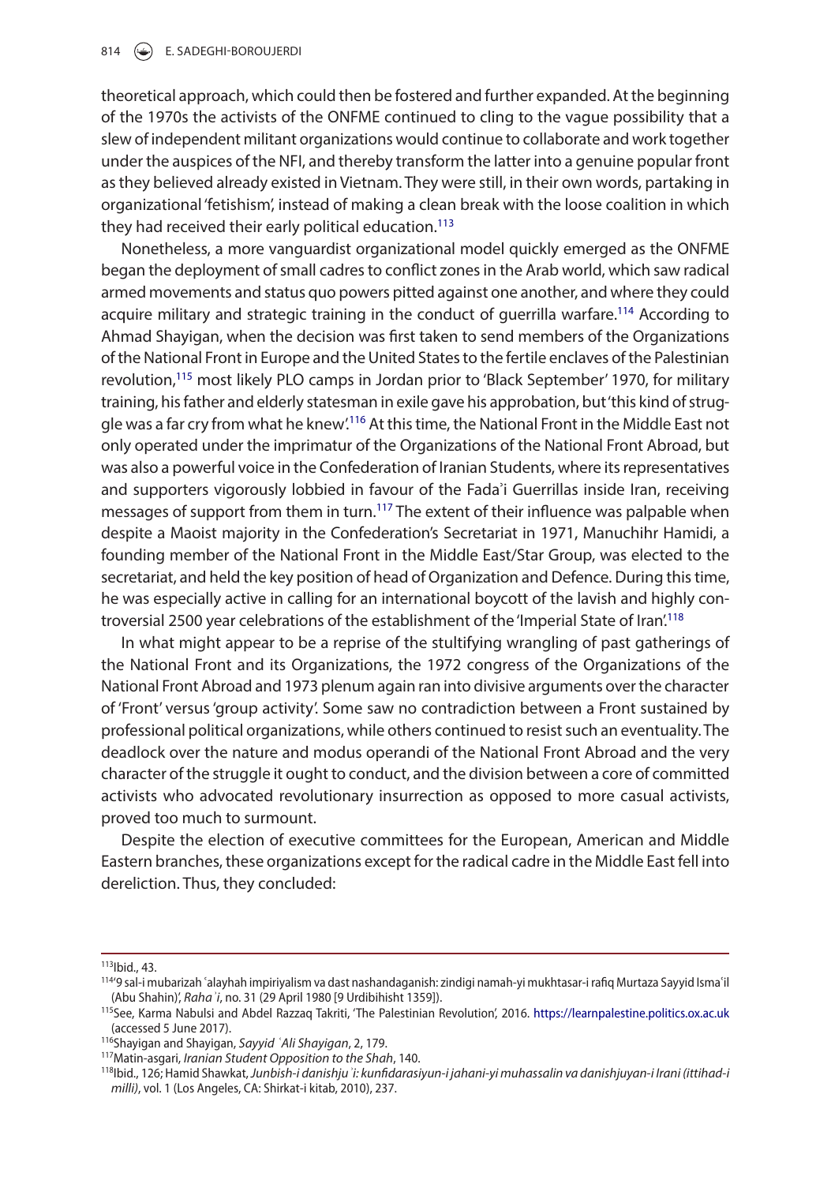theoretical approach, which could then be fostered and further expanded. At the beginning of the 1970s the activists of the ONFME continued to cling to the vague possibility that a slew of independent militant organizations would continue to collaborate and work together under the auspices of the NFI, and thereby transform the latter into a genuine popular front as they believed already existed in Vietnam. They were still, in their own words, partaking in organizational 'fetishism', instead of making a clean break with the loose coalition in which they had received their early political education.[113]

Nonetheless, a more vanguardist organizational model quickly emerged as the ONFME began the deployment of small cadres to conflict zones in the Arab world, which saw radical armed movements and status quo powers pitted against one another, and where they could acquire military and strategic training in the conduct of guerrilla warfare.[114] According to Ahmad Shayigan, when the decision was first taken to send members of the Organizations of the National Front in Europe and the United States to the fertile enclaves of the Palestinian revolution,[115] most likely PLO camps in Jordan prior to 'Black September' 1970, for military training, his father and elderly statesman in exile gave his approbation, but 'this kind of struggle was a far cry from what he knew'.[116] At this time, the National Front in the Middle East not only operated under the imprimatur of the Organizations of the National Front Abroad, but was also a powerful voice in the Confederation of Iranian Students, where its representatives and supporters vigorously lobbied in favour of the Fadaʾi Guerrillas inside Iran, receiving messages of support from them in turn.[117] The extent of their influence was palpable when despite a Maoist majority in the Confederation's Secretariat in 1971, Manuchihr Hamidi, a founding member of the National Front in the Middle East/Star Group, was elected to the secretariat, and held the key position of head of Organization and Defence. During this time, he was especially active in calling for an international boycott of the lavish and highly controversial 2500 year celebrations of the establishment of the 'Imperial State of Iran'.[118]

In what might appear to be a reprise of the stultifying wrangling of past gatherings of the National Front and its Organizations, the 1972 congress of the Organizations of the National Front Abroad and 1973 plenum again ran into divisive arguments over the character of 'Front' versus 'group activity'. Some saw no contradiction between a Front sustained by professional political organizations, while others continued to resist such an eventuality. The deadlock over the nature and modus operandi of the National Front Abroad and the very character of the struggle it ought to conduct, and the division between a core of committed activists who advocated revolutionary insurrection as opposed to more casual activists, proved too much to surmount.

Despite the election of executive committees for the European, American and Middle Eastern branches, these organizations except for the radical cadre in the Middle East fell into dereliction. Thus, they concluded:

---

[113] Ibid., 43.

[114] '9 sal-i mubarizah ʿalayhah impiriyalism va dast nashandaganish: zindigi namah-yi mukhtasar-i rafiq Murtaza Sayyid Ismaʿil (Abu Shahin)', *Rahaʾi*, no. 31 (29 April 1980 [9 Urdibihisht 1359]).

[115] See, Karma Nabulsi and Abdel Razzaq Takriti, 'The Palestinian Revolution', 2016. https://learnpalestine.politics.ox.ac.uk (accessed 5 June 2017).

[116] Shayigan and Shayigan, *Sayyid ʿAli Shayigan*, 2, 179.

[117] Matin-asgari, *Iranian Student Opposition to the Shah*, 140.

[118] Ibid., 126; Hamid Shawkat, *Junbish-i danishjuʾi: kunfidarasiyun-i jahani-yi muhassalin va danishjuyan-i Irani (ittihad-i milli)*, vol. 1 (Los Angeles, CA: Shirkat-i kitab, 2010), 237.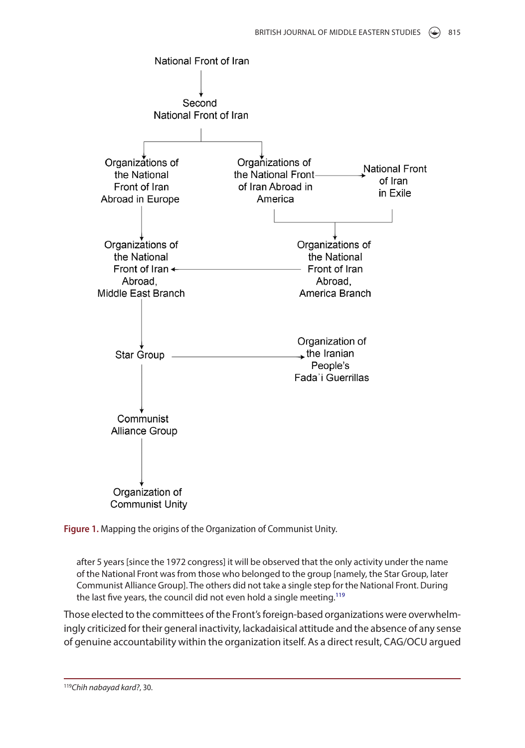National Front of Iran

Second National Front of Iran

Organizations of the National Front of Iran Abroad in Europe

Organizations of the National Front of Iran Abroad in America

National Front of Iran in Exile

Organizations of the National Front of Iran Abroad, Middle East Branch

Organizations of the National Front of Iran Abroad, America Branch

Star Group

Organization of the Iranian People's Fada'i Guerrillas

Communist Alliance Group

Organization of Communist Unity

**Figure 1.** Mapping the origins of the Organization of Communist Unity.

> after 5 years [since the 1972 congress] it will be observed that the only activity under the name of the National Front was from those who belonged to the group [namely, the Star Group, later Communist Alliance Group]. The others did not take a single step for the National Front. During the last five years, the council did not even hold a single meeting.[119]

Those elected to the committees of the Front's foreign-based organizations were overwhelmingly criticized for their general inactivity, lackadaisical attitude and the absence of any sense of genuine accountability within the organization itself. As a direct result, CAG/OCU argued

[119] *Chih nabayad kard?*, 30.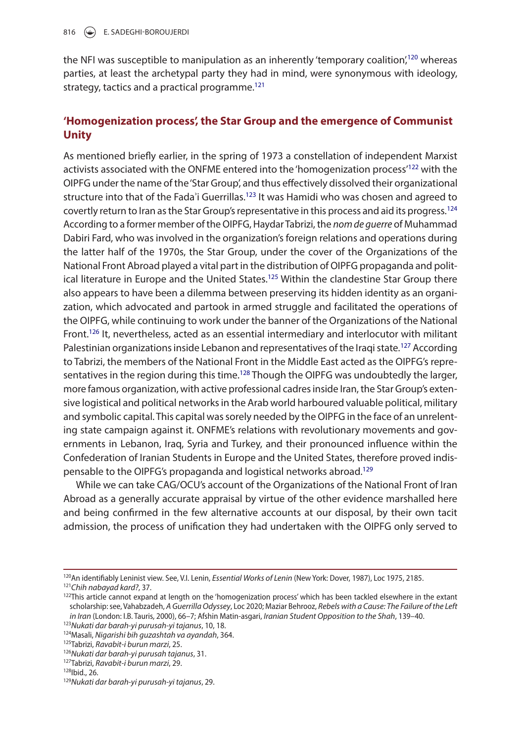the NFI was susceptible to manipulation as an inherently 'temporary coalition',[120] whereas parties, at least the archetypal party they had in mind, were synonymous with ideology, strategy, tactics and a practical programme.[121]

## 'Homogenization process', the Star Group and the emergence of Communist Unity

As mentioned briefly earlier, in the spring of 1973 a constellation of independent Marxist activists associated with the ONFME entered into the 'homogenization process'[122] with the OIPFG under the name of the 'Star Group', and thus effectively dissolved their organizational structure into that of the Fada'i Guerrillas.[123] It was Hamidi who was chosen and agreed to covertly return to Iran as the Star Group's representative in this process and aid its progress.[124] According to a former member of the OIPFG, Haydar Tabrizi, the *nom de guerre* of Muhammad Dabiri Fard, who was involved in the organization's foreign relations and operations during the latter half of the 1970s, the Star Group, under the cover of the Organizations of the National Front Abroad played a vital part in the distribution of OIPFG propaganda and political literature in Europe and the United States.[125] Within the clandestine Star Group there also appears to have been a dilemma between preserving its hidden identity as an organization, which advocated and partook in armed struggle and facilitated the operations of the OIPFG, while continuing to work under the banner of the Organizations of the National Front.[126] It, nevertheless, acted as an essential intermediary and interlocutor with militant Palestinian organizations inside Lebanon and representatives of the Iraqi state.[127] According to Tabrizi, the members of the National Front in the Middle East acted as the OIPFG's representatives in the region during this time.[128] Though the OIPFG was undoubtedly the larger, more famous organization, with active professional cadres inside Iran, the Star Group's extensive logistical and political networks in the Arab world harboured valuable political, military and symbolic capital. This capital was sorely needed by the OIPFG in the face of an unrelenting state campaign against it. ONFME's relations with revolutionary movements and governments in Lebanon, Iraq, Syria and Turkey, and their pronounced influence within the Confederation of Iranian Students in Europe and the United States, therefore proved indispensable to the OIPFG's propaganda and logistical networks abroad.[129]

While we can take CAG/OCU's account of the Organizations of the National Front of Iran Abroad as a generally accurate appraisal by virtue of the other evidence marshalled here and being confirmed in the few alternative accounts at our disposal, by their own tacit admission, the process of unification they had undertaken with the OIPFG only served to

---

[120] An identifiably Leninist view. See, V.I. Lenin, *Essential Works of Lenin* (New York: Dover, 1987), Loc 1975, 2185.
[121] *Chih nabayad kard?*, 37.
[122] This article cannot expand at length on the 'homogenization process' which has been tackled elsewhere in the extant scholarship: see, Vahabzadeh, *A Guerrilla Odyssey*, Loc 2020; Maziar Behrooz, *Rebels with a Cause: The Failure of the Left in Iran* (London: I.B. Tauris, 2000), 66–7; Afshin Matin-asgari, *Iranian Student Opposition to the Shah*, 139–40.
[123] *Nukati dar barah-yi purusah-yi tajanus*, 10, 18.
[124] Masali, *Nigarishi bih guzashtah va ayandah*, 364.
[125] Tabrizi, *Ravabit-i burun marzi*, 25.
[126] *Nukati dar barah-yi purusah tajanus*, 31.
[127] Tabrizi, *Ravabit-i burun marzi*, 29.
[128] Ibid., 26.
[129] *Nukati dar barah-yi purusah-yi tajanus*, 29.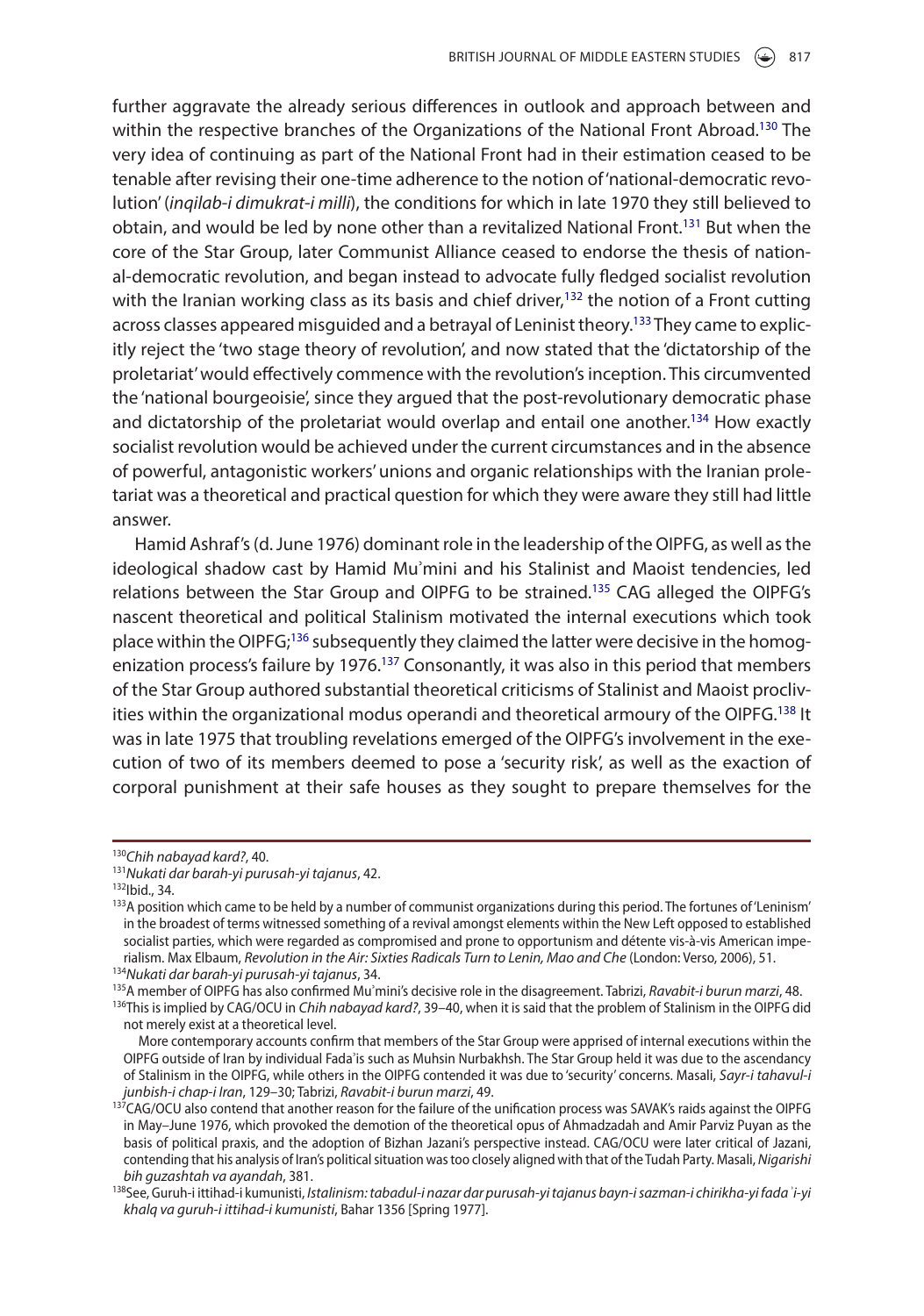further aggravate the already serious differences in outlook and approach between and within the respective branches of the Organizations of the National Front Abroad.[130] The very idea of continuing as part of the National Front had in their estimation ceased to be tenable after revising their one-time adherence to the notion of 'national-democratic revolution' (*inqilab-i dimukrat-i milli*), the conditions for which in late 1970 they still believed to obtain, and would be led by none other than a revitalized National Front.[131] But when the core of the Star Group, later Communist Alliance ceased to endorse the thesis of national-democratic revolution, and began instead to advocate fully fledged socialist revolution with the Iranian working class as its basis and chief driver,[132] the notion of a Front cutting across classes appeared misguided and a betrayal of Leninist theory.[133] They came to explicitly reject the 'two stage theory of revolution', and now stated that the 'dictatorship of the proletariat' would effectively commence with the revolution's inception. This circumvented the 'national bourgeoisie', since they argued that the post-revolutionary democratic phase and dictatorship of the proletariat would overlap and entail one another.[134] How exactly socialist revolution would be achieved under the current circumstances and in the absence of powerful, antagonistic workers' unions and organic relationships with the Iranian proletariat was a theoretical and practical question for which they were aware they still had little answer.

Hamid Ashraf's (d. June 1976) dominant role in the leadership of the OIPFG, as well as the ideological shadow cast by Hamid Muʾmini and his Stalinist and Maoist tendencies, led relations between the Star Group and OIPFG to be strained.[135] CAG alleged the OIPFG's nascent theoretical and political Stalinism motivated the internal executions which took place within the OIPFG;[136] subsequently they claimed the latter were decisive in the homogenization process's failure by 1976.[137] Consonantly, it was also in this period that members of the Star Group authored substantial theoretical criticisms of Stalinist and Maoist proclivities within the organizational modus operandi and theoretical armoury of the OIPFG.[138] It was in late 1975 that troubling revelations emerged of the OIPFG's involvement in the execution of two of its members deemed to pose a 'security risk', as well as the exaction of corporal punishment at their safe houses as they sought to prepare themselves for the

---

[130] *Chih nabayad kard?*, 40.

[131] *Nukati dar barah-yi purusah-yi tajanus*, 42.

[132] Ibid., 34.

[133] A position which came to be held by a number of communist organizations during this period. The fortunes of 'Leninism' in the broadest of terms witnessed something of a revival amongst elements within the New Left opposed to established socialist parties, which were regarded as compromised and prone to opportunism and détente vis-à-vis American imperialism. Max Elbaum, *Revolution in the Air: Sixties Radicals Turn to Lenin, Mao and Che* (London: Verso, 2006), 51.

[134] *Nukati dar barah-yi purusah-yi tajanus*, 34.

[135] A member of OIPFG has also confirmed Muʾmini's decisive role in the disagreement. Tabrizi, *Ravabit-i burun marzi*, 48.

[136] This is implied by CAG/OCU in *Chih nabayad kard?*, 39–40, when it is said that the problem of Stalinism in the OIPFG did not merely exist at a theoretical level.

More contemporary accounts confirm that members of the Star Group were apprised of internal executions within the OIPFG outside of Iran by individual Fadaʾis such as Muhsin Nurbakhsh. The Star Group held it was due to the ascendancy of Stalinism in the OIPFG, while others in the OIPFG contended it was due to 'security' concerns. Masali, *Sayr-i tahavul-i junbish-i chap-i Iran*, 129–30; Tabrizi, *Ravabit-i burun marzi*, 49.

[137] CAG/OCU also contend that another reason for the failure of the unification process was SAVAK's raids against the OIPFG in May–June 1976, which provoked the demotion of the theoretical opus of Ahmadzadah and Amir Parviz Puyan as the basis of political praxis, and the adoption of Bizhan Jazani's perspective instead. CAG/OCU were later critical of Jazani, contending that his analysis of Iran's political situation was too closely aligned with that of the Tudah Party. Masali, *Nigarishi bih guzashtah va ayandah*, 381.

[138] See, Guruh-i ittihad-i kumunisti, *Istalinism: tabadul-i nazar dar purusah-yi tajanus bayn-i sazman-i chirikha-yi fadaʾi-yi khalq va guruh-i ittihad-i kumunisti*, Bahar 1356 [Spring 1977].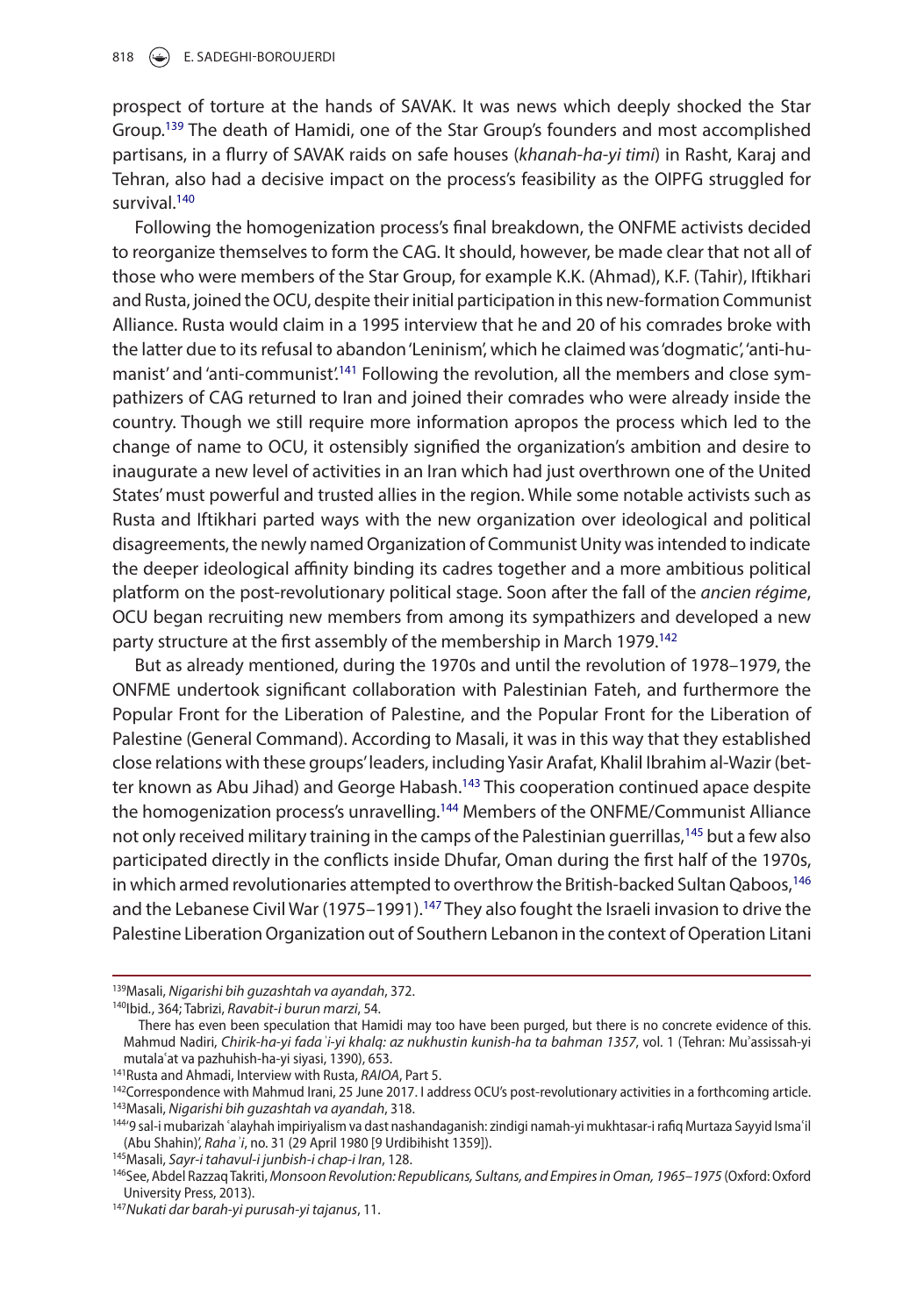prospect of torture at the hands of SAVAK. It was news which deeply shocked the Star Group.[139] The death of Hamidi, one of the Star Group's founders and most accomplished partisans, in a flurry of SAVAK raids on safe houses (*khanah-ha-yi timi*) in Rasht, Karaj and Tehran, also had a decisive impact on the process's feasibility as the OIPFG struggled for survival.[140]

Following the homogenization process's final breakdown, the ONFME activists decided to reorganize themselves to form the CAG. It should, however, be made clear that not all of those who were members of the Star Group, for example K.K. (Ahmad), K.F. (Tahir), Iftikhari and Rusta, joined the OCU, despite their initial participation in this new-formation Communist Alliance. Rusta would claim in a 1995 interview that he and 20 of his comrades broke with the latter due to its refusal to abandon 'Leninism', which he claimed was 'dogmatic', 'anti-humanist' and 'anti-communist'.[141] Following the revolution, all the members and close sympathizers of CAG returned to Iran and joined their comrades who were already inside the country. Though we still require more information apropos the process which led to the change of name to OCU, it ostensibly signified the organization's ambition and desire to inaugurate a new level of activities in an Iran which had just overthrown one of the United States' must powerful and trusted allies in the region. While some notable activists such as Rusta and Iftikhari parted ways with the new organization over ideological and political disagreements, the newly named Organization of Communist Unity was intended to indicate the deeper ideological affinity binding its cadres together and a more ambitious political platform on the post-revolutionary political stage. Soon after the fall of the *ancien régime*, OCU began recruiting new members from among its sympathizers and developed a new party structure at the first assembly of the membership in March 1979.[142]

But as already mentioned, during the 1970s and until the revolution of 1978–1979, the ONFME undertook significant collaboration with Palestinian Fateh, and furthermore the Popular Front for the Liberation of Palestine, and the Popular Front for the Liberation of Palestine (General Command). According to Masali, it was in this way that they established close relations with these groups' leaders, including Yasir Arafat, Khalil Ibrahim al-Wazir (better known as Abu Jihad) and George Habash.[143] This cooperation continued apace despite the homogenization process's unravelling.[144] Members of the ONFME/Communist Alliance not only received military training in the camps of the Palestinian guerrillas,[145] but a few also participated directly in the conflicts inside Dhufar, Oman during the first half of the 1970s, in which armed revolutionaries attempted to overthrow the British-backed Sultan Qaboos,[146] and the Lebanese Civil War (1975–1991).[147] They also fought the Israeli invasion to drive the Palestine Liberation Organization out of Southern Lebanon in the context of Operation Litani

---

[139]Masali, *Nigarishi bih guzashtah va ayandah*, 372.

[140]Ibid., 364; Tabrizi, *Ravabit-i burun marzi*, 54.

There has even been speculation that Hamidi may too have been purged, but there is no concrete evidence of this. Mahmud Nadiri, *Chirik-ha-yi fadaʾi-yi khalq: az nukhustin kunish-ha ta bahman 1357*, vol. 1 (Tehran: Muʾassissah-yi mutalaʿat va pazhuhish-ha-yi siyasi, 1390), 653.

[141]Rusta and Ahmadi, Interview with Rusta, *RAIOA*, Part 5.

[142]Correspondence with Mahmud Irani, 25 June 2017. I address OCU's post-revolutionary activities in a forthcoming article.

[143]Masali, *Nigarishi bih guzashtah va ayandah*, 318.

[144]'9 sal-i mubarizah ʿalayhah impiriyalism va dast nashandaganish: zindigi namah-yi mukhtasar-i rafiq Murtaza Sayyid Ismaʿil (Abu Shahin)', *Rahaʾi*, no. 31 (29 April 1980 [9 Urdibihisht 1359]).

[145]Masali, *Sayr-i tahavul-i junbish-i chap-i Iran*, 128.

[146]See, Abdel Razzaq Takriti, *Monsoon Revolution: Republicans, Sultans, and Empires in Oman, 1965–1975* (Oxford: Oxford University Press, 2013).

[147]*Nukati dar barah-yi purusah-yi tajanus*, 11.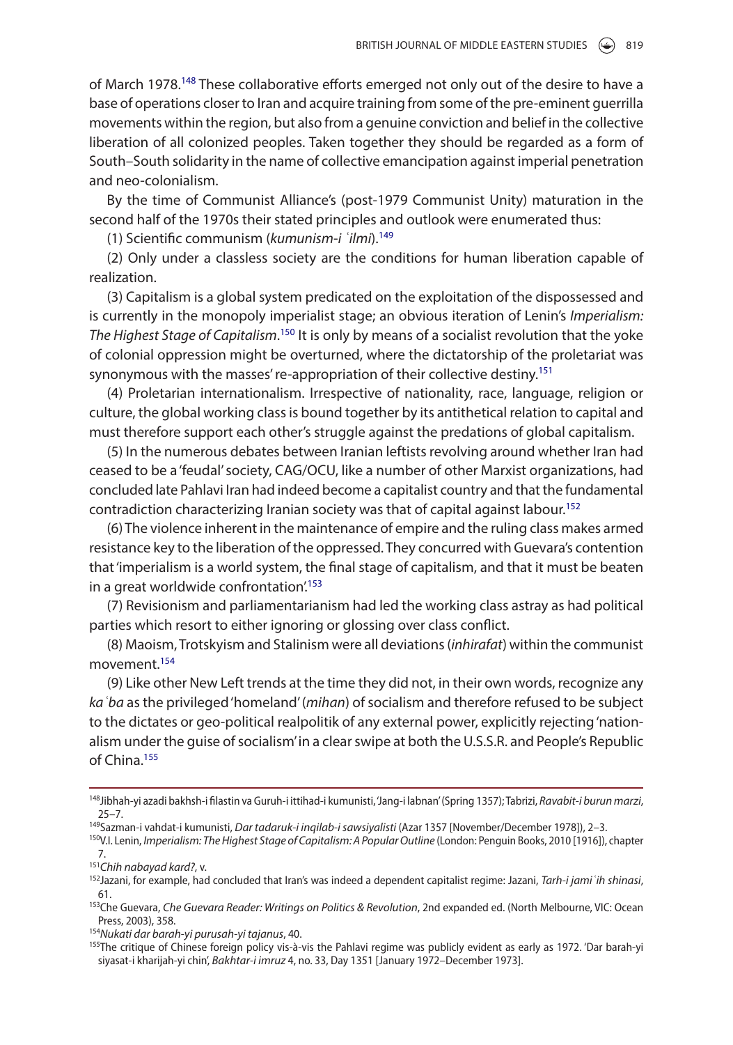of March 1978.[148] These collaborative efforts emerged not only out of the desire to have a base of operations closer to Iran and acquire training from some of the pre-eminent guerrilla movements within the region, but also from a genuine conviction and belief in the collective liberation of all colonized peoples. Taken together they should be regarded as a form of South–South solidarity in the name of collective emancipation against imperial penetration and neo-colonialism.

By the time of Communist Alliance's (post-1979 Communist Unity) maturation in the second half of the 1970s their stated principles and outlook were enumerated thus:

(1) Scientific communism (*kumunism-i ʿilmi*).[149]

(2) Only under a classless society are the conditions for human liberation capable of realization.

(3) Capitalism is a global system predicated on the exploitation of the dispossessed and is currently in the monopoly imperialist stage; an obvious iteration of Lenin's *Imperialism: The Highest Stage of Capitalism*.[150] It is only by means of a socialist revolution that the yoke of colonial oppression might be overturned, where the dictatorship of the proletariat was synonymous with the masses' re-appropriation of their collective destiny.[151]

(4) Proletarian internationalism. Irrespective of nationality, race, language, religion or culture, the global working class is bound together by its antithetical relation to capital and must therefore support each other's struggle against the predations of global capitalism.

(5) In the numerous debates between Iranian leftists revolving around whether Iran had ceased to be a 'feudal' society, CAG/OCU, like a number of other Marxist organizations, had concluded late Pahlavi Iran had indeed become a capitalist country and that the fundamental contradiction characterizing Iranian society was that of capital against labour.[152]

(6) The violence inherent in the maintenance of empire and the ruling class makes armed resistance key to the liberation of the oppressed. They concurred with Guevara's contention that 'imperialism is a world system, the final stage of capitalism, and that it must be beaten in a great worldwide confrontation'.[153]

(7) Revisionism and parliamentarianism had led the working class astray as had political parties which resort to either ignoring or glossing over class conflict.

(8) Maoism, Trotskyism and Stalinism were all deviations (*inhirafat*) within the communist movement.[154]

(9) Like other New Left trends at the time they did not, in their own words, recognize any *kaʿba* as the privileged 'homeland' (*mihan*) of socialism and therefore refused to be subject to the dictates or geo-political realpolitik of any external power, explicitly rejecting 'nationalism under the guise of socialism' in a clear swipe at both the U.S.S.R. and People's Republic of China.[155]

---

[148] Jibhah-yi azadi bakhsh-i filastin va Guruh-i ittihad-i kumunisti, 'Jang-i labnan' (Spring 1357); Tabrizi, *Ravabit-i burun marzi*, 25–7.

[149] Sazman-i vahdat-i kumunisti, *Dar tadaruk-i inqilab-i sawsiyalisti* (Azar 1357 [November/December 1978]), 2–3.

[150] V.I. Lenin, *Imperialism: The Highest Stage of Capitalism: A Popular Outline* (London: Penguin Books, 2010 [1916]), chapter 7.

[151] *Chih nabayad kard?*, v.

[152] Jazani, for example, had concluded that Iran's was indeed a dependent capitalist regime: Jazani, *Tarh-i jamiʿih shinasi*, 61.

[153] Che Guevara, *Che Guevara Reader: Writings on Politics & Revolution*, 2nd expanded ed. (North Melbourne, VIC: Ocean Press, 2003), 358.

[154] *Nukati dar barah-yi purusah-yi tajanus*, 40.

[155] The critique of Chinese foreign policy vis-à-vis the Pahlavi regime was publicly evident as early as 1972. 'Dar barah-yi siyasat-i kharijah-yi chin', *Bakhtar-i imruz* 4, no. 33, Day 1351 [January 1972–December 1973].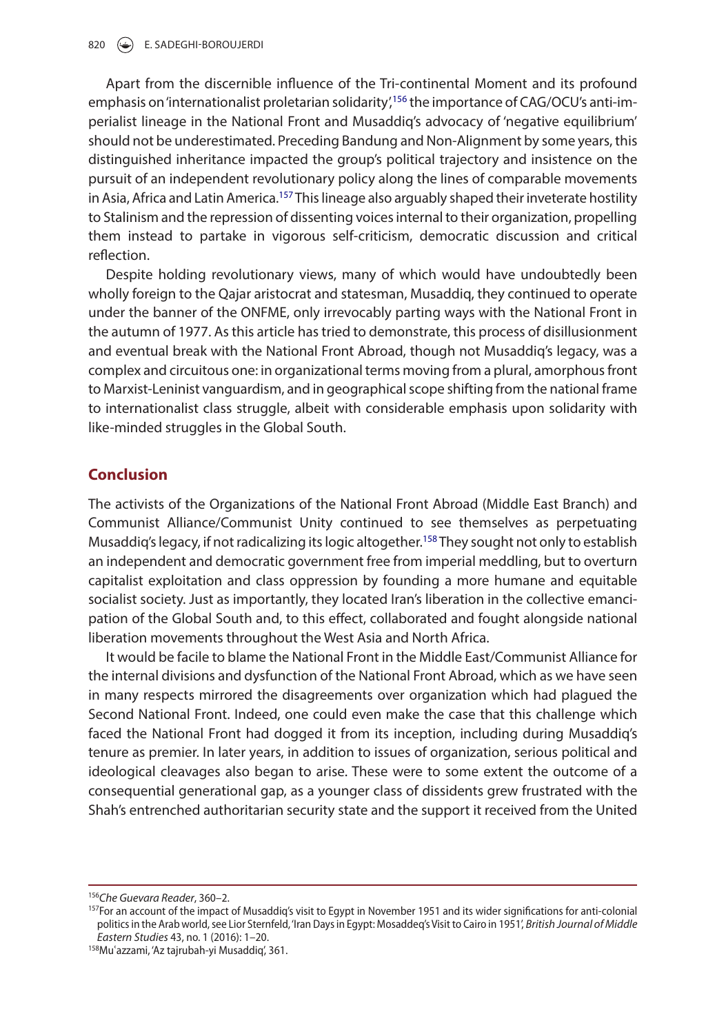Apart from the discernible influence of the Tri-continental Moment and its profound emphasis on 'internationalist proletarian solidarity',[156] the importance of CAG/OCU's anti-imperialist lineage in the National Front and Musaddiq's advocacy of 'negative equilibrium' should not be underestimated. Preceding Bandung and Non-Alignment by some years, this distinguished inheritance impacted the group's political trajectory and insistence on the pursuit of an independent revolutionary policy along the lines of comparable movements in Asia, Africa and Latin America.[157] This lineage also arguably shaped their inveterate hostility to Stalinism and the repression of dissenting voices internal to their organization, propelling them instead to partake in vigorous self-criticism, democratic discussion and critical reflection.

Despite holding revolutionary views, many of which would have undoubtedly been wholly foreign to the Qajar aristocrat and statesman, Musaddiq, they continued to operate under the banner of the ONFME, only irrevocably parting ways with the National Front in the autumn of 1977. As this article has tried to demonstrate, this process of disillusionment and eventual break with the National Front Abroad, though not Musaddiq's legacy, was a complex and circuitous one: in organizational terms moving from a plural, amorphous front to Marxist-Leninist vanguardism, and in geographical scope shifting from the national frame to internationalist class struggle, albeit with considerable emphasis upon solidarity with like-minded struggles in the Global South.

## Conclusion

The activists of the Organizations of the National Front Abroad (Middle East Branch) and Communist Alliance/Communist Unity continued to see themselves as perpetuating Musaddiq's legacy, if not radicalizing its logic altogether.[158] They sought not only to establish an independent and democratic government free from imperial meddling, but to overturn capitalist exploitation and class oppression by founding a more humane and equitable socialist society. Just as importantly, they located Iran's liberation in the collective emancipation of the Global South and, to this effect, collaborated and fought alongside national liberation movements throughout the West Asia and North Africa.

It would be facile to blame the National Front in the Middle East/Communist Alliance for the internal divisions and dysfunction of the National Front Abroad, which as we have seen in many respects mirrored the disagreements over organization which had plagued the Second National Front. Indeed, one could even make the case that this challenge which faced the National Front had dogged it from its inception, including during Musaddiq's tenure as premier. In later years, in addition to issues of organization, serious political and ideological cleavages also began to arise. These were to some extent the outcome of a consequential generational gap, as a younger class of dissidents grew frustrated with the Shah's entrenched authoritarian security state and the support it received from the United

---

[156] *Che Guevara Reader*, 360–2.

[157] For an account of the impact of Musaddiq's visit to Egypt in November 1951 and its wider significations for anti-colonial politics in the Arab world, see Lior Sternfeld, 'Iran Days in Egypt: Mosaddeq's Visit to Cairo in 1951', *British Journal of Middle Eastern Studies* 43, no. 1 (2016): 1–20.

[158] Muʿazzami, 'Az tajrubah-yi Musaddiq', 361.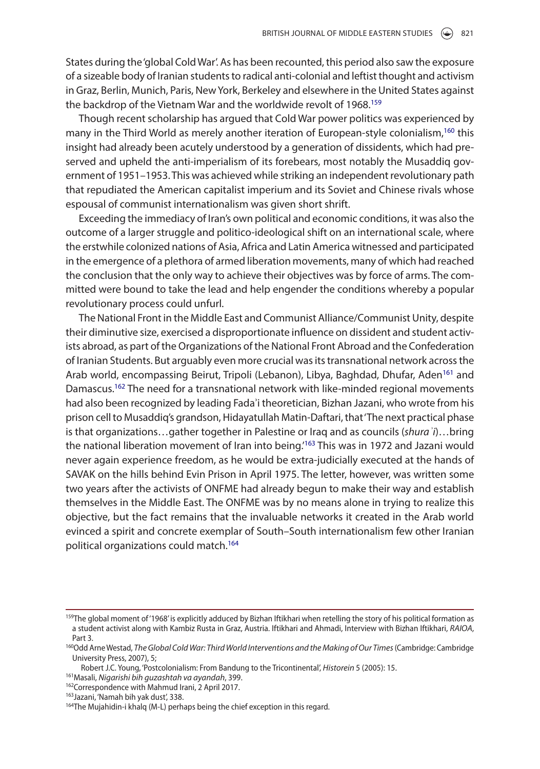States during the 'global Cold War'. As has been recounted, this period also saw the exposure of a sizeable body of Iranian students to radical anti-colonial and leftist thought and activism in Graz, Berlin, Munich, Paris, New York, Berkeley and elsewhere in the United States against the backdrop of the Vietnam War and the worldwide revolt of 1968.[159]

Though recent scholarship has argued that Cold War power politics was experienced by many in the Third World as merely another iteration of European-style colonialism,[160] this insight had already been acutely understood by a generation of dissidents, which had preserved and upheld the anti-imperialism of its forebears, most notably the Musaddiq government of 1951–1953. This was achieved while striking an independent revolutionary path that repudiated the American capitalist imperium and its Soviet and Chinese rivals whose espousal of communist internationalism was given short shrift.

Exceeding the immediacy of Iran's own political and economic conditions, it was also the outcome of a larger struggle and politico-ideological shift on an international scale, where the erstwhile colonized nations of Asia, Africa and Latin America witnessed and participated in the emergence of a plethora of armed liberation movements, many of which had reached the conclusion that the only way to achieve their objectives was by force of arms. The committed were bound to take the lead and help engender the conditions whereby a popular revolutionary process could unfurl.

The National Front in the Middle East and Communist Alliance/Communist Unity, despite their diminutive size, exercised a disproportionate influence on dissident and student activists abroad, as part of the Organizations of the National Front Abroad and the Confederation of Iranian Students. But arguably even more crucial was its transnational network across the Arab world, encompassing Beirut, Tripoli (Lebanon), Libya, Baghdad, Dhufar, Aden[161] and Damascus.[162] The need for a transnational network with like-minded regional movements had also been recognized by leading Fadaʾi theoretician, Bizhan Jazani, who wrote from his prison cell to Musaddiq's grandson, Hidayatullah Matin-Daftari, that 'The next practical phase is that organizations…gather together in Palestine or Iraq and as councils (*shuraʾi*)…bring the national liberation movement of Iran into being.'[163] This was in 1972 and Jazani would never again experience freedom, as he would be extra-judicially executed at the hands of SAVAK on the hills behind Evin Prison in April 1975. The letter, however, was written some two years after the activists of ONFME had already begun to make their way and establish themselves in the Middle East. The ONFME was by no means alone in trying to realize this objective, but the fact remains that the invaluable networks it created in the Arab world evinced a spirit and concrete exemplar of South–South internationalism few other Iranian political organizations could match.[164]

---

[159] The global moment of '1968' is explicitly adduced by Bizhan Iftikhari when retelling the story of his political formation as a student activist along with Kambiz Rusta in Graz, Austria. Iftikhari and Ahmadi, Interview with Bizhan Iftikhari, *RAIOA*, Part 3.

[160] Odd Arne Westad, *The Global Cold War: Third World Interventions and the Making of Our Times* (Cambridge: Cambridge University Press, 2007), 5;
Robert J.C. Young, 'Postcolonialism: From Bandung to the Tricontinental', *Historein* 5 (2005): 15.

[161] Masali, *Nigarishi bih guzashtah va ayandah*, 399.

[162] Correspondence with Mahmud Irani, 2 April 2017.

[163] Jazani, 'Namah bih yak dust', 338.

[164] The Mujahidin-i khalq (M-L) perhaps being the chief exception in this regard.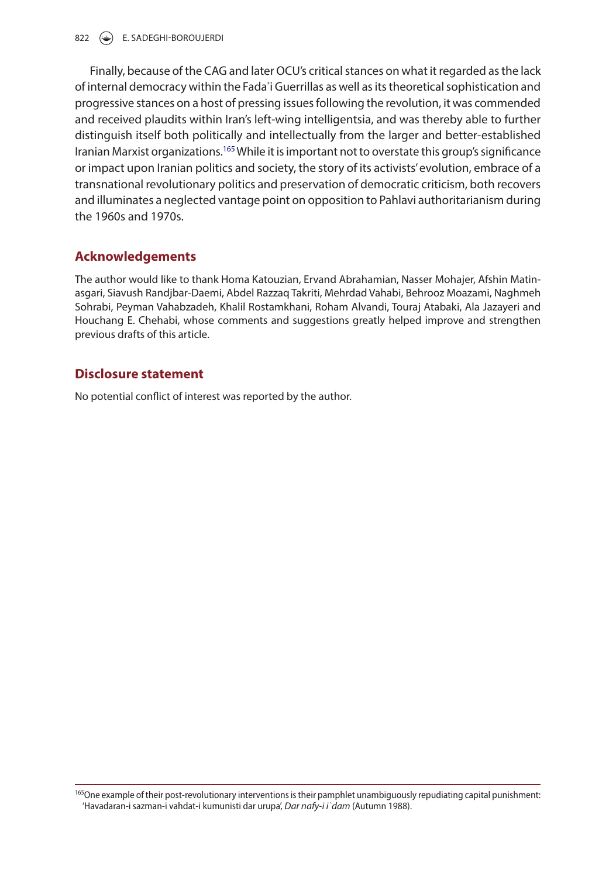Finally, because of the CAG and later OCU's critical stances on what it regarded as the lack of internal democracy within the Fadaʾi Guerrillas as well as its theoretical sophistication and progressive stances on a host of pressing issues following the revolution, it was commended and received plaudits within Iran's left-wing intelligentsia, and was thereby able to further distinguish itself both politically and intellectually from the larger and better-established Iranian Marxist organizations.[165] While it is important not to overstate this group's significance or impact upon Iranian politics and society, the story of its activists' evolution, embrace of a transnational revolutionary politics and preservation of democratic criticism, both recovers and illuminates a neglected vantage point on opposition to Pahlavi authoritarianism during the 1960s and 1970s.

## Acknowledgements

The author would like to thank Homa Katouzian, Ervand Abrahamian, Nasser Mohajer, Afshin Matin-asgari, Siavush Randjbar-Daemi, Abdel Razzaq Takriti, Mehrdad Vahabi, Behrooz Moazami, Naghmeh Sohrabi, Peyman Vahabzadeh, Khalil Rostamkhani, Roham Alvandi, Touraj Atabaki, Ala Jazayeri and Houchang E. Chehabi, whose comments and suggestions greatly helped improve and strengthen previous drafts of this article.

## Disclosure statement

No potential conflict of interest was reported by the author.

---

[165] One example of their post-revolutionary interventions is their pamphlet unambiguously repudiating capital punishment: 'Havadaran-i sazman-i vahdat-i kumunisti dar urupa', *Dar nafy-i iʿdam* (Autumn 1988).